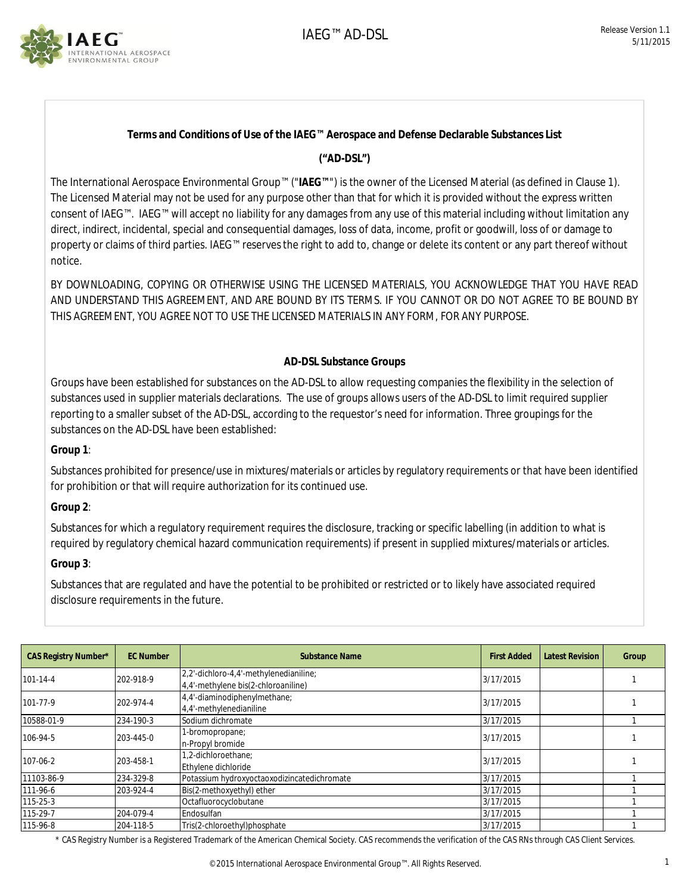### Terms and Conditions of Use of the IAEG™ Aerospace and Defense Declarable Substances List

### (“AD-DSL”)

The International Aerospace Environmental Group™ ("**IAEG™**") is the owner of the Licensed Material (as defined in Clause 1). The Licensed Material may not be used for any purpose other than that for which it is provided without the express written consent of IAEG™. IAEG™ will accept no liability for any damages from any use of this material including without limitation any direct, indirect, incidental, special and consequential damages, loss of data, income, profit or goodwill, loss of or damage to property or claims of third parties. IAEG™ reserves the right to add to, change or delete its content or any part thereof without notice.

BY DOWNLOADING, COPYING OR OTHERWISE USING THE LICENSED MATERIALS, YOU ACKNOWLEDGE THAT YOU HAVE READ AND UNDERSTAND THIS AGREEMENT, AND ARE BOUND BY ITS TERMS. IF YOU CANNOT OR DO NOT AGREE TO BE BOUND BY THIS AGREEMENT, YOU AGREE NOT TO USE THE LICENSED MATERIALS IN ANY FORM, FOR ANY PURPOSE.

### AD-DSL Substance Groups

Groups have been established for substances on the AD-DSL to allow requesting companies the flexibility in the selection of substances used in supplier materials declarations. The use of groups allows users of the AD-DSL to limit required supplier reporting to a smaller subset of the AD-DSL, according to the requestor’s need for information. Three groupings for the substances on the AD-DSL have been established:

**Group 1**:

Substances prohibited for presence/use in mixtures/materials or articles by regulatory requirements or that have been identified for prohibition or that will require authorization for its continued use.

**Group 2**:

Substances for which a regulatory requirement requires the disclosure, tracking or specific labelling (in addition to what is required by regulatory chemical hazard communication requirements) if present in supplied mixtures/materials or articles.

**Group 3**:

Substances that are regulated and have the potential to be prohibited or restricted or to likely have associated required disclosure requirements in the future.

| CAS Registry Number* | EC Number | Substance Name | First Added | Latest Revision | Group |
|---|---|---|---|---|---|
| 101-14-4 | 202-918-9 | 2,2'-dichloro-4,4'-methylenedianiline; 4,4'-methylene bis(2-chloroaniline) | 3/17/2015 | | 1 |
| 101-77-9 | 202-974-4 | 4,4'-diaminodiphenylmethane; 4,4'-methylenedianiline | 3/17/2015 | | 1 |
| 10588-01-9 | 234-190-3 | Sodium dichromate | 3/17/2015 | | 1 |
| 106-94-5 | 203-445-0 | 1-bromopropane; n-Propyl bromide | 3/17/2015 | | 1 |
| 107-06-2 | 203-458-1 | 1,2-dichloroethane; Ethylene dichloride | 3/17/2015 | | 1 |
| 11103-86-9 | 234-329-8 | Potassium hydroxyoctaoxodizincatedichromate | 3/17/2015 | | 1 |
| 111-96-6 | 203-924-4 | Bis(2-methoxyethyl) ether | 3/17/2015 | | 1 |
| 115-25-3 | | Octafluorocyclobutane | 3/17/2015 | | 1 |
| 115-29-7 | 204-079-4 | Endosulfan | 3/17/2015 | | 1 |
| 115-96-8 | 204-118-5 | Tris(2-chloroethyl)phosphate | 3/17/2015 | | 1 |

\* CAS Registry Number is a Registered Trademark of the American Chemical Society. CAS recommends the verification of the CAS RNs through CAS Client Services.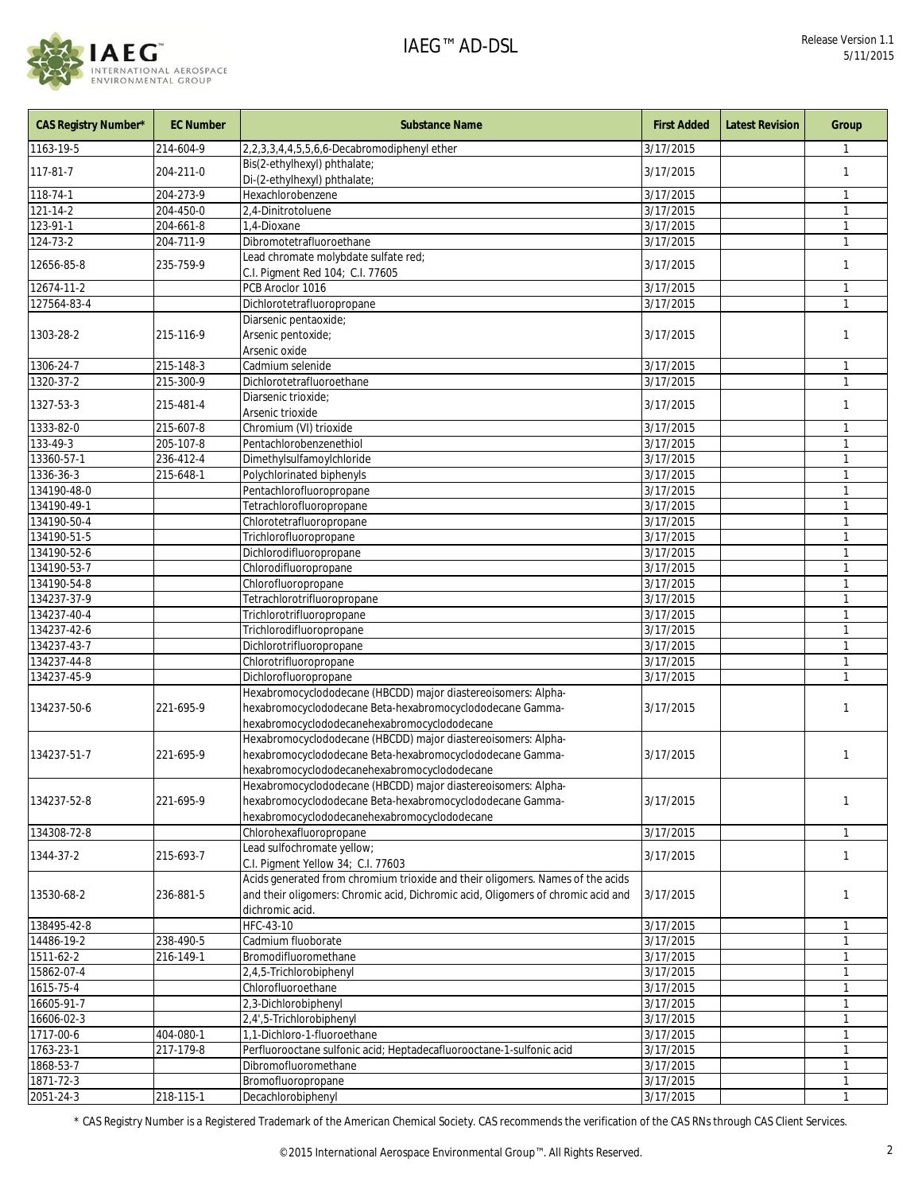| CAS Registry Number* | EC Number | Substance Name | First Added | Latest Revision | Group |
|---|---|---|---|---|---|
| 1163-19-5 | 214-604-9 | 2,2,3,3,4,4,5,5,6,6-Decabromodiphenyl ether | 3/17/2015 | | 1 |
| 117-81-7 | 204-211-0 | Bis(2-ethylhexyl) phthalate; Di-(2-ethylhexyl) phthalate; | 3/17/2015 | | 1 |
| 118-74-1 | 204-273-9 | Hexachlorobenzene | 3/17/2015 | | 1 |
| 121-14-2 | 204-450-0 | 2,4-Dinitrotoluene | 3/17/2015 | | 1 |
| 123-91-1 | 204-661-8 | 1,4-Dioxane | 3/17/2015 | | 1 |
| 124-73-2 | 204-711-9 | Dibromotetrafluoroethane | 3/17/2015 | | 1 |
| 12656-85-8 | 235-759-9 | Lead chromate molybdate sulfate red; C.I. Pigment Red 104; C.I. 77605 | 3/17/2015 | | 1 |
| 12674-11-2 | | PCB Aroclor 1016 | 3/17/2015 | | 1 |
| 127564-83-4 | | Dichlorotetrafluoropropane | 3/17/2015 | | 1 |
| 1303-28-2 | 215-116-9 | Diarsenic pentaoxide; Arsenic pentoxide; Arsenic oxide | 3/17/2015 | | 1 |
| 1306-24-7 | 215-148-3 | Cadmium selenide | 3/17/2015 | | 1 |
| 1320-37-2 | 215-300-9 | Dichlorotetrafluoroethane | 3/17/2015 | | 1 |
| 1327-53-3 | 215-481-4 | Diarsenic trioxide; Arsenic trioxide | 3/17/2015 | | 1 |
| 1333-82-0 | 215-607-8 | Chromium (VI) trioxide | 3/17/2015 | | 1 |
| 133-49-3 | 205-107-8 | Pentachlorobenzenethiol | 3/17/2015 | | 1 |
| 13360-57-1 | 236-412-4 | Dimethylsulfamoylchloride | 3/17/2015 | | 1 |
| 1336-36-3 | 215-648-1 | Polychlorinated biphenyls | 3/17/2015 | | 1 |
| 134190-48-0 | | Pentachlorofluoropropane | 3/17/2015 | | 1 |
| 134190-49-1 | | Tetrachlorofluoropropane | 3/17/2015 | | 1 |
| 134190-50-4 | | Chlorotetrafluoropropane | 3/17/2015 | | 1 |
| 134190-51-5 | | Trichlorofluoropropane | 3/17/2015 | | 1 |
| 134190-52-6 | | Dichlorodifluoropropane | 3/17/2015 | | 1 |
| 134190-53-7 | | Chlorodifluoropropane | 3/17/2015 | | 1 |
| 134190-54-8 | | Chlorofluoropropane | 3/17/2015 | | 1 |
| 134237-37-9 | | Tetrachlorotrifluoropropane | 3/17/2015 | | 1 |
| 134237-40-4 | | Trichlorotrifluoropropane | 3/17/2015 | | 1 |
| 134237-42-6 | | Trichlorodifluoropropane | 3/17/2015 | | 1 |
| 134237-43-7 | | Dichlorotrifluoropropane | 3/17/2015 | | 1 |
| 134237-44-8 | | Chlorotrifluoropropane | 3/17/2015 | | 1 |
| 134237-45-9 | | Dichlorofluoropropane | 3/17/2015 | | 1 |
| 134237-50-6 | 221-695-9 | Hexabromocyclododecane (HBCDD) major diastereoisomers: Alpha-hexabromocyclododecane Beta-hexabromocyclododecane Gamma-hexabromocyclododecanehexabromocyclododecane | 3/17/2015 | | 1 |
| 134237-51-7 | 221-695-9 | Hexabromocyclododecane (HBCDD) major diastereoisomers: Alpha-hexabromocyclododecane Beta-hexabromocyclododecane Gamma-hexabromocyclododecanehexabromocyclododecane | 3/17/2015 | | 1 |
| 134237-52-8 | 221-695-9 | Hexabromocyclododecane (HBCDD) major diastereoisomers: Alpha-hexabromocyclododecane Beta-hexabromocyclododecane Gamma-hexabromocyclododecanehexabromocyclododecane | 3/17/2015 | | 1 |
| 134308-72-8 | | Chlorohexafluoropropane | 3/17/2015 | | 1 |
| 1344-37-2 | 215-693-7 | Lead sulfochromate yellow; C.I. Pigment Yellow 34; C.I. 77603 | 3/17/2015 | | 1 |
| 13530-68-2 | 236-881-5 | Acids generated from chromium trioxide and their oligomers. Names of the acids and their oligomers: Chromic acid, Dichromic acid, Oligomers of chromic acid and dichromic acid. | 3/17/2015 | | 1 |
| 138495-42-8 | | HFC-43-10 | 3/17/2015 | | 1 |
| 14486-19-2 | 238-490-5 | Cadmium fluoborate | 3/17/2015 | | 1 |
| 1511-62-2 | 216-149-1 | Bromodifluoromethane | 3/17/2015 | | 1 |
| 15862-07-4 | | 2,4,5-Trichlorobiphenyl | 3/17/2015 | | 1 |
| 1615-75-4 | | Chlorofluoroethane | 3/17/2015 | | 1 |
| 16605-91-7 | | 2,3-Dichlorobiphenyl | 3/17/2015 | | 1 |
| 16606-02-3 | | 2,4',5-Trichlorobiphenyl | 3/17/2015 | | 1 |
| 1717-00-6 | 404-080-1 | 1,1-Dichloro-1-fluoroethane | 3/17/2015 | | 1 |
| 1763-23-1 | 217-179-8 | Perfluorooctane sulfonic acid; Heptadecafluorooctane-1-sulfonic acid | 3/17/2015 | | 1 |
| 1868-53-7 | | Dibromofluoromethane | 3/17/2015 | | 1 |
| 1871-72-3 | | Bromofluoropropane | 3/17/2015 | | 1 |
| 2051-24-3 | 218-115-1 | Decachlorobiphenyl | 3/17/2015 | | 1 |

\* CAS Registry Number is a Registered Trademark of the American Chemical Society. CAS recommends the verification of the CAS RNs through CAS Client Services.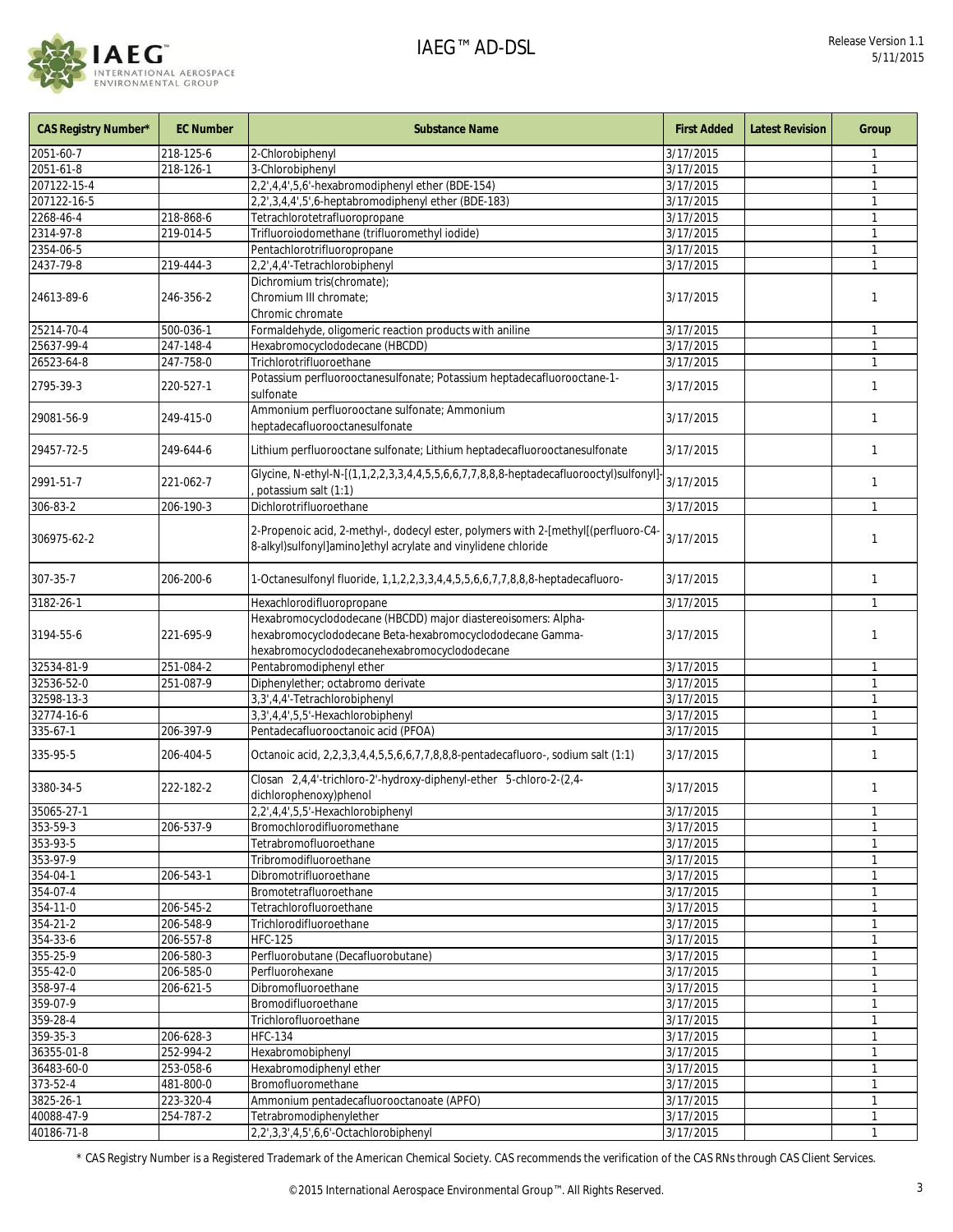| CAS Registry Number* | EC Number | Substance Name | First Added | Latest Revision | Group |
|---|---|---|---|---|---|
| 2051-60-7 | 218-125-6 | 2-Chlorobiphenyl | 3/17/2015 | | 1 |
| 2051-61-8 | 218-126-1 | 3-Chlorobiphenyl | 3/17/2015 | | 1 |
| 207122-15-4 | | 2,2',4,4',5,6'-hexabromodiphenyl ether (BDE-154) | 3/17/2015 | | 1 |
| 207122-16-5 | | 2,2',3,4,4',5',6-heptabromodiphenyl ether (BDE-183) | 3/17/2015 | | 1 |
| 2268-46-4 | 218-868-6 | Tetrachlorotetrafluoropropane | 3/17/2015 | | 1 |
| 2314-97-8 | 219-014-5 | Trifluoroiodomethane (trifluoromethyl iodide) | 3/17/2015 | | 1 |
| 2354-06-5 | | Pentachlorotrifluoropropane | 3/17/2015 | | 1 |
| 2437-79-8 | 219-444-3 | 2,2',4,4'-Tetrachlorobiphenyl | 3/17/2015 | | 1 |
| 24613-89-6 | 246-356-2 | Dichromium tris(chromate); Chromium III chromate; Chromic chromate | 3/17/2015 | | 1 |
| 25214-70-4 | 500-036-1 | Formaldehyde, oligomeric reaction products with aniline | 3/17/2015 | | 1 |
| 25637-99-4 | 247-148-4 | Hexabromocyclododecane (HBCDD) | 3/17/2015 | | 1 |
| 26523-64-8 | 247-758-0 | Trichlorotrifluoroethane | 3/17/2015 | | 1 |
| 2795-39-3 | 220-527-1 | Potassium perfluorooctanesulfonate; Potassium heptadecafluorooctane-1-sulfonate | 3/17/2015 | | 1 |
| 29081-56-9 | 249-415-0 | Ammonium perfluorooctane sulfonate; Ammonium heptadecafluorooctanesulfonate | 3/17/2015 | | 1 |
| 29457-72-5 | 249-644-6 | Lithium perfluorooctane sulfonate; Lithium heptadecafluorooctanesulfonate | 3/17/2015 | | 1 |
| 2991-51-7 | 221-062-7 | Glycine, N-ethyl-N-[(1,1,2,2,3,3,4,4,5,5,6,6,7,7,8,8,8-heptadecafluorooctyl)sulfonyl]-, potassium salt (1:1) | 3/17/2015 | | 1 |
| 306-83-2 | 206-190-3 | Dichlorotrifluoroethane | 3/17/2015 | | 1 |
| 306975-62-2 | | 2-Propenoic acid, 2-methyl-, dodecyl ester, polymers with 2-[methyl[(perfluoro-C4-8-alkyl)sulfonyl]amino]ethyl acrylate and vinylidene chloride | 3/17/2015 | | 1 |
| 307-35-7 | 206-200-6 | 1-Octanesulfonyl fluoride, 1,1,2,2,3,3,4,4,5,5,6,6,7,7,8,8,8-heptadecafluoro- | 3/17/2015 | | 1 |
| 3182-26-1 | | Hexachlorodifluoropropane | 3/17/2015 | | 1 |
| 3194-55-6 | 221-695-9 | Hexabromocyclododecane (HBCDD) major diastereoisomers: Alpha-hexabromocyclododecane Beta-hexabromocyclododecane Gamma-hexabromocyclododecanehexabromocyclododecane | 3/17/2015 | | 1 |
| 32534-81-9 | 251-084-2 | Pentabromodiphenyl ether | 3/17/2015 | | 1 |
| 32536-52-0 | 251-087-9 | Diphenylether; octabromo derivate | 3/17/2015 | | 1 |
| 32598-13-3 | | 3,3',4,4'-Tetrachlorobiphenyl | 3/17/2015 | | 1 |
| 32774-16-6 | | 3,3',4,4',5,5'-Hexachlorobiphenyl | 3/17/2015 | | 1 |
| 335-67-1 | 206-397-9 | Pentadecafluorooctanoic acid (PFOA) | 3/17/2015 | | 1 |
| 335-95-5 | 206-404-5 | Octanoic acid, 2,2,3,3,4,4,5,5,6,6,7,7,8,8,8-pentadecafluoro-, sodium salt (1:1) | 3/17/2015 | | 1 |
| 3380-34-5 | 222-182-2 | Closan 2,4,4'-trichloro-2'-hydroxy-diphenyl-ether 5-chloro-2-(2,4-dichlorophenoxy)phenol | 3/17/2015 | | 1 |
| 35065-27-1 | | 2,2',4,4',5,5'-Hexachlorobiphenyl | 3/17/2015 | | 1 |
| 353-59-3 | 206-537-9 | Bromochlorodifluoromethane | 3/17/2015 | | 1 |
| 353-93-5 | | Tetrabromofluoroethane | 3/17/2015 | | 1 |
| 353-97-9 | | Tribromodifluoroethane | 3/17/2015 | | 1 |
| 354-04-1 | 206-543-1 | Dibromotrifluoroethane | 3/17/2015 | | 1 |
| 354-07-4 | | Bromotetrafluoroethane | 3/17/2015 | | 1 |
| 354-11-0 | 206-545-2 | Tetrachlorofluoroethane | 3/17/2015 | | 1 |
| 354-21-2 | 206-548-9 | Trichlorodifluoroethane | 3/17/2015 | | 1 |
| 354-33-6 | 206-557-8 | HFC-125 | 3/17/2015 | | 1 |
| 355-25-9 | 206-580-3 | Perfluorobutane (Decafluorobutane) | 3/17/2015 | | 1 |
| 355-42-0 | 206-585-0 | Perfluorohexane | 3/17/2015 | | 1 |
| 358-97-4 | 206-621-5 | Dibromofluoroethane | 3/17/2015 | | 1 |
| 359-07-9 | | Bromodifluoroethane | 3/17/2015 | | 1 |
| 359-28-4 | | Trichlorofluoroethane | 3/17/2015 | | 1 |
| 359-35-3 | 206-628-3 | HFC-134 | 3/17/2015 | | 1 |
| 36355-01-8 | 252-994-2 | Hexabromobiphenyl | 3/17/2015 | | 1 |
| 36483-60-0 | 253-058-6 | Hexabromodiphenyl ether | 3/17/2015 | | 1 |
| 373-52-4 | 481-800-0 | Bromofluoromethane | 3/17/2015 | | 1 |
| 3825-26-1 | 223-320-4 | Ammonium pentadecafluorooctanoate (APFO) | 3/17/2015 | | 1 |
| 40088-47-9 | 254-787-2 | Tetrabromodiphenylether | 3/17/2015 | | 1 |
| 40186-71-8 | | 2,2',3,3',4,5',6,6'-Octachlorobiphenyl | 3/17/2015 | | 1 |

* CAS Registry Number is a Registered Trademark of the American Chemical Society. CAS recommends the verification of the CAS RNs through CAS Client Services.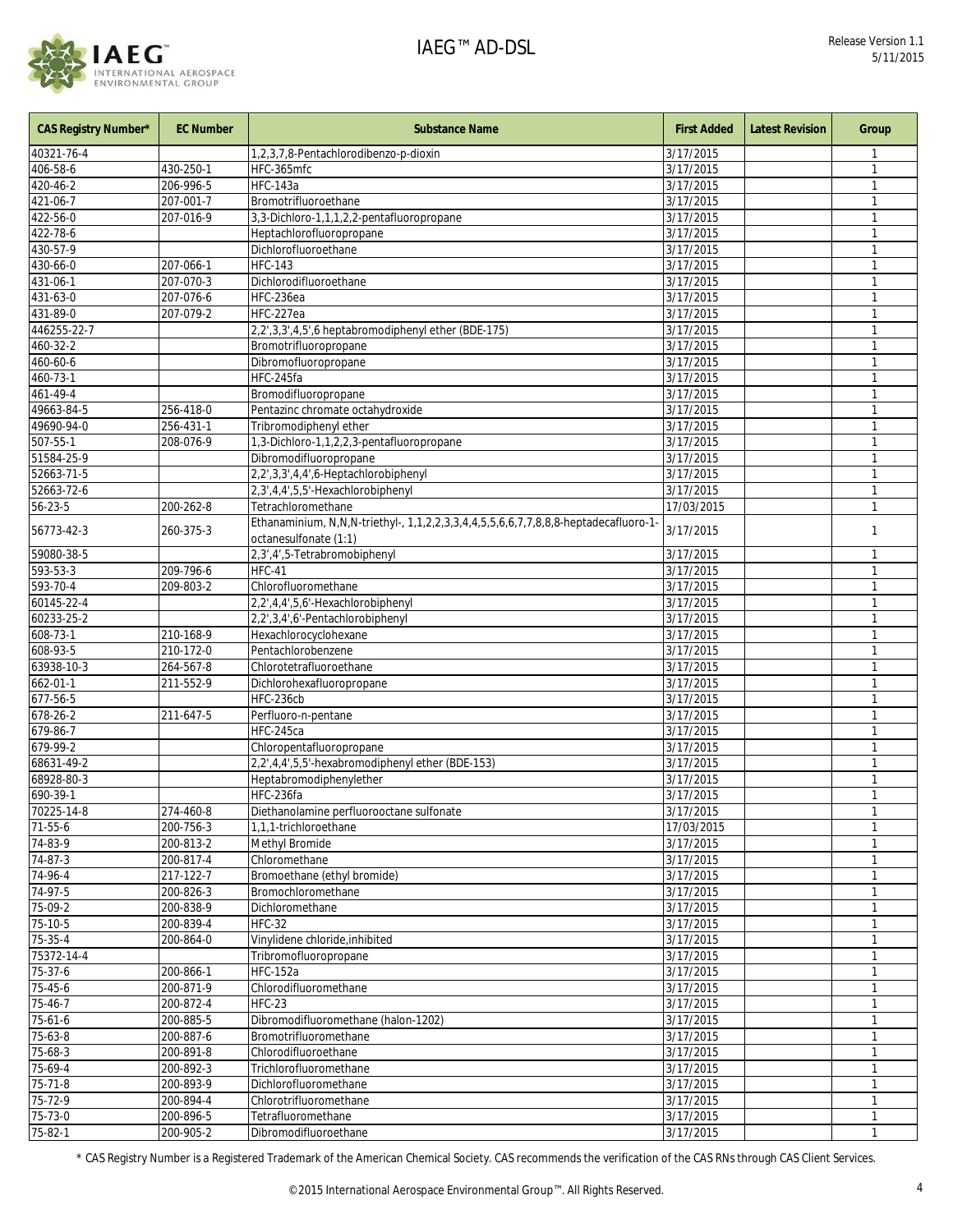| CAS Registry Number* | EC Number | Substance Name | First Added | Latest Revision | Group |
|---|---|---|---|---|---|
| 40321-76-4 | | 1,2,3,7,8-Pentachlorodibenzo-p-dioxin | 3/17/2015 | | 1 |
| 406-58-6 | 430-250-1 | HFC-365mfc | 3/17/2015 | | 1 |
| 420-46-2 | 206-996-5 | HFC-143a | 3/17/2015 | | 1 |
| 421-06-7 | 207-001-7 | Bromotrifluoroethane | 3/17/2015 | | 1 |
| 422-56-0 | 207-016-9 | 3,3-Dichloro-1,1,1,2,2-pentafluoropropane | 3/17/2015 | | 1 |
| 422-78-6 | | Heptachlorofluoropropane | 3/17/2015 | | 1 |
| 430-57-9 | | Dichlorofluoroethane | 3/17/2015 | | 1 |
| 430-66-0 | 207-066-1 | HFC-143 | 3/17/2015 | | 1 |
| 431-06-1 | 207-070-3 | Dichlorodifluoroethane | 3/17/2015 | | 1 |
| 431-63-0 | 207-076-6 | HFC-236ea | 3/17/2015 | | 1 |
| 431-89-0 | 207-079-2 | HFC-227ea | 3/17/2015 | | 1 |
| 446255-22-7 | | 2,2',3,3',4,5',6 heptabromodiphenyl ether (BDE-175) | 3/17/2015 | | 1 |
| 460-32-2 | | Bromotrifluoropropane | 3/17/2015 | | 1 |
| 460-60-6 | | Dibromofluoropropane | 3/17/2015 | | 1 |
| 460-73-1 | | HFC-245fa | 3/17/2015 | | 1 |
| 461-49-4 | | Bromodifluoropropane | 3/17/2015 | | 1 |
| 49663-84-5 | 256-418-0 | Pentazinc chromate octahydroxide | 3/17/2015 | | 1 |
| 49690-94-0 | 256-431-1 | Tribromodiphenyl ether | 3/17/2015 | | 1 |
| 507-55-1 | 208-076-9 | 1,3-Dichloro-1,1,2,2,3-pentafluoropropane | 3/17/2015 | | 1 |
| 51584-25-9 | | Dibromodifluoropropane | 3/17/2015 | | 1 |
| 52663-71-5 | | 2,2',3,3',4,4',6-Heptachlorobiphenyl | 3/17/2015 | | 1 |
| 52663-72-6 | | 2,3',4,4',5,5'-Hexachlorobiphenyl | 3/17/2015 | | 1 |
| 56-23-5 | 200-262-8 | Tetrachloromethane | 17/03/2015 | | 1 |
| 56773-42-3 | 260-375-3 | Ethanaminium, N,N,N-triethyl-, 1,1,2,2,3,3,4,4,5,5,6,6,7,7,8,8,8-heptadecafluoro-1-octanesulfonate (1:1) | 3/17/2015 | | 1 |
| 59080-38-5 | | 2,3',4',5-Tetrabromobiphenyl | 3/17/2015 | | 1 |
| 593-53-3 | 209-796-6 | HFC-41 | 3/17/2015 | | 1 |
| 593-70-4 | 209-803-2 | Chlorofluoromethane | 3/17/2015 | | 1 |
| 60145-22-4 | | 2,2',4,4',5,6'-Hexachlorobiphenyl | 3/17/2015 | | 1 |
| 60233-25-2 | | 2,2',3,4',6'-Pentachlorobiphenyl | 3/17/2015 | | 1 |
| 608-73-1 | 210-168-9 | Hexachlorocyclohexane | 3/17/2015 | | 1 |
| 608-93-5 | 210-172-0 | Pentachlorobenzene | 3/17/2015 | | 1 |
| 63938-10-3 | 264-567-8 | Chlorotetrafluoroethane | 3/17/2015 | | 1 |
| 662-01-1 | 211-552-9 | Dichlorohexafluoropropane | 3/17/2015 | | 1 |
| 677-56-5 | | HFC-236cb | 3/17/2015 | | 1 |
| 678-26-2 | 211-647-5 | Perfluoro-n-pentane | 3/17/2015 | | 1 |
| 679-86-7 | | HFC-245ca | 3/17/2015 | | 1 |
| 679-99-2 | | Chloropentafluoropropane | 3/17/2015 | | 1 |
| 68631-49-2 | | 2,2',4,4',5,5'-hexabromodiphenyl ether (BDE-153) | 3/17/2015 | | 1 |
| 68928-80-3 | | Heptabromodiphenylether | 3/17/2015 | | 1 |
| 690-39-1 | | HFC-236fa | 3/17/2015 | | 1 |
| 70225-14-8 | 274-460-8 | Diethanolamine perfluorooctane sulfonate | 3/17/2015 | | 1 |
| 71-55-6 | 200-756-3 | 1,1,1-trichloroethane | 17/03/2015 | | 1 |
| 74-83-9 | 200-813-2 | Methyl Bromide | 3/17/2015 | | 1 |
| 74-87-3 | 200-817-4 | Chloromethane | 3/17/2015 | | 1 |
| 74-96-4 | 217-122-7 | Bromoethane (ethyl bromide) | 3/17/2015 | | 1 |
| 74-97-5 | 200-826-3 | Bromochloromethane | 3/17/2015 | | 1 |
| 75-09-2 | 200-838-9 | Dichloromethane | 3/17/2015 | | 1 |
| 75-10-5 | 200-839-4 | HFC-32 | 3/17/2015 | | 1 |
| 75-35-4 | 200-864-0 | Vinylidene chloride,inhibited | 3/17/2015 | | 1 |
| 75372-14-4 | | Tribromofluoropropane | 3/17/2015 | | 1 |
| 75-37-6 | 200-866-1 | HFC-152a | 3/17/2015 | | 1 |
| 75-45-6 | 200-871-9 | Chlorodifluoromethane | 3/17/2015 | | 1 |
| 75-46-7 | 200-872-4 | HFC-23 | 3/17/2015 | | 1 |
| 75-61-6 | 200-885-5 | Dibromodifluoromethane (halon-1202) | 3/17/2015 | | 1 |
| 75-63-8 | 200-887-6 | Bromotrifluoromethane | 3/17/2015 | | 1 |
| 75-68-3 | 200-891-8 | Chlorodifluoroethane | 3/17/2015 | | 1 |
| 75-69-4 | 200-892-3 | Trichlorofluoromethane | 3/17/2015 | | 1 |
| 75-71-8 | 200-893-9 | Dichlorofluoromethane | 3/17/2015 | | 1 |
| 75-72-9 | 200-894-4 | Chlorotrifluoromethane | 3/17/2015 | | 1 |
| 75-73-0 | 200-896-5 | Tetrafluoromethane | 3/17/2015 | | 1 |
| 75-82-1 | 200-905-2 | Dibromodifluoroethane | 3/17/2015 | | 1 |

* CAS Registry Number is a Registered Trademark of the American Chemical Society. CAS recommends the verification of the CAS RNs through CAS Client Services.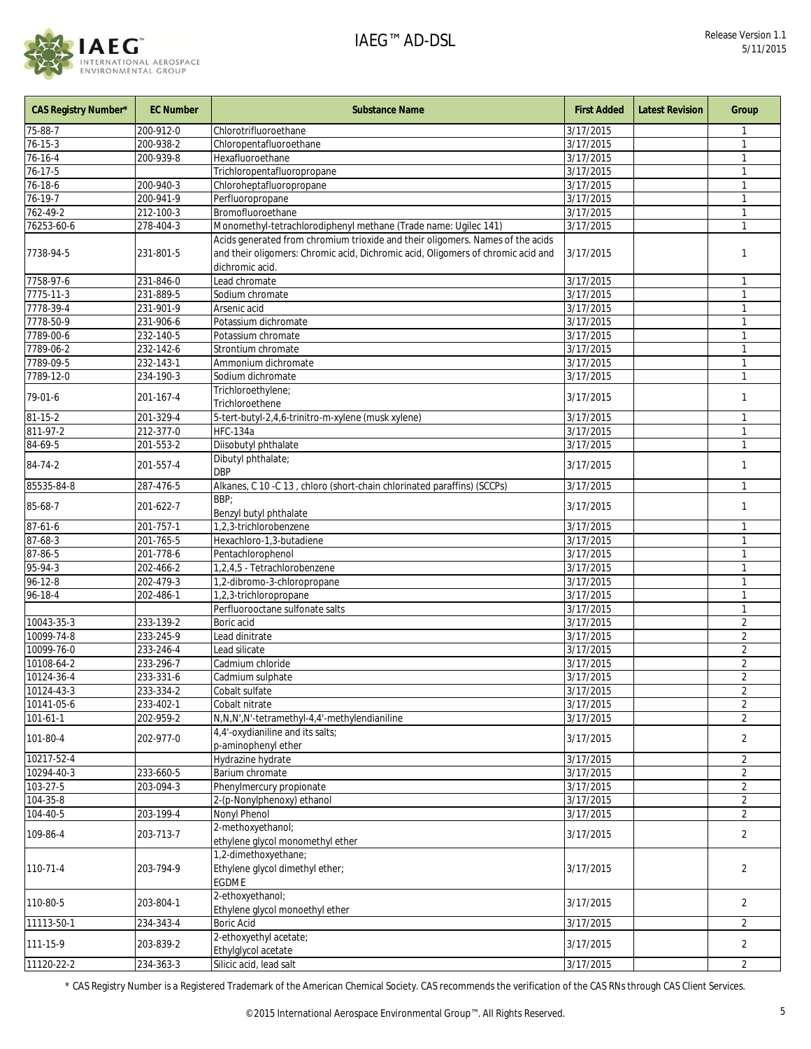| CAS Registry Number* | EC Number | Substance Name | First Added | Latest Revision | Group |
|---|---|---|---|---|---|
| 75-88-7 | 200-912-0 | Chlorotrifluoroethane | 3/17/2015 | | 1 |
| 76-15-3 | 200-938-2 | Chloropentafluoroethane | 3/17/2015 | | 1 |
| 76-16-4 | 200-939-8 | Hexafluoroethane | 3/17/2015 | | 1 |
| 76-17-5 | | Trichloropentafluoropropane | 3/17/2015 | | 1 |
| 76-18-6 | 200-940-3 | Chloroheptafluoropropane | 3/17/2015 | | 1 |
| 76-19-7 | 200-941-9 | Perfluoropropane | 3/17/2015 | | 1 |
| 762-49-2 | 212-100-3 | Bromofluoroethane | 3/17/2015 | | 1 |
| 76253-60-6 | 278-404-3 | Monomethyl-tetrachlorodiphenyl methane (Trade name: Ugilec 141) | 3/17/2015 | | 1 |
| 7738-94-5 | 231-801-5 | Acids generated from chromium trioxide and their oligomers. Names of the acids and their oligomers: Chromic acid, Dichromic acid, Oligomers of chromic acid and dichromic acid. | 3/17/2015 | | 1 |
| 7758-97-6 | 231-846-0 | Lead chromate | 3/17/2015 | | 1 |
| 7775-11-3 | 231-889-5 | Sodium chromate | 3/17/2015 | | 1 |
| 7778-39-4 | 231-901-9 | Arsenic acid | 3/17/2015 | | 1 |
| 7778-50-9 | 231-906-6 | Potassium dichromate | 3/17/2015 | | 1 |
| 7789-00-6 | 232-140-5 | Potassium chromate | 3/17/2015 | | 1 |
| 7789-06-2 | 232-142-6 | Strontium chromate | 3/17/2015 | | 1 |
| 7789-09-5 | 232-143-1 | Ammonium dichromate | 3/17/2015 | | 1 |
| 7789-12-0 | 234-190-3 | Sodium dichromate | 3/17/2015 | | 1 |
| 79-01-6 | 201-167-4 | Trichloroethylene; Trichloroethene | 3/17/2015 | | 1 |
| 81-15-2 | 201-329-4 | 5-tert-butyl-2,4,6-trinitro-m-xylene (musk xylene) | 3/17/2015 | | 1 |
| 811-97-2 | 212-377-0 | HFC-134a | 3/17/2015 | | 1 |
| 84-69-5 | 201-553-2 | Diisobutyl phthalate | 3/17/2015 | | 1 |
| 84-74-2 | 201-557-4 | Dibutyl phthalate; DBP | 3/17/2015 | | 1 |
| 85535-84-8 | 287-476-5 | Alkanes, C 10 -C 13 , chloro (short-chain chlorinated paraffins) (SCCPs) | 3/17/2015 | | 1 |
| 85-68-7 | 201-622-7 | BBP; Benzyl butyl phthalate | 3/17/2015 | | 1 |
| 87-61-6 | 201-757-1 | 1,2,3-trichlorobenzene | 3/17/2015 | | 1 |
| 87-68-3 | 201-765-5 | Hexachloro-1,3-butadiene | 3/17/2015 | | 1 |
| 87-86-5 | 201-778-6 | Pentachlorophenol | 3/17/2015 | | 1 |
| 95-94-3 | 202-466-2 | 1,2,4,5 - Tetrachlorobenzene | 3/17/2015 | | 1 |
| 96-12-8 | 202-479-3 | 1,2-dibromo-3-chloropropane | 3/17/2015 | | 1 |
| 96-18-4 | 202-486-1 | 1,2,3-trichloropropane | 3/17/2015 | | 1 |
| | | Perfluorooctane sulfonate salts | 3/17/2015 | | 1 |
| 10043-35-3 | 233-139-2 | Boric acid | 3/17/2015 | | 2 |
| 10099-74-8 | 233-245-9 | Lead dinitrate | 3/17/2015 | | 2 |
| 10099-76-0 | 233-246-4 | Lead silicate | 3/17/2015 | | 2 |
| 10108-64-2 | 233-296-7 | Cadmium chloride | 3/17/2015 | | 2 |
| 10124-36-4 | 233-331-6 | Cadmium sulphate | 3/17/2015 | | 2 |
| 10124-43-3 | 233-334-2 | Cobalt sulfate | 3/17/2015 | | 2 |
| 10141-05-6 | 233-402-1 | Cobalt nitrate | 3/17/2015 | | 2 |
| 101-61-1 | 202-959-2 | N,N,N',N'-tetramethyl-4,4'-methylendianiline | 3/17/2015 | | 2 |
| 101-80-4 | 202-977-0 | 4,4'-oxydianiline and its salts; p-aminophenyl ether | 3/17/2015 | | 2 |
| 10217-52-4 | | Hydrazine hydrate | 3/17/2015 | | 2 |
| 10294-40-3 | 233-660-5 | Barium chromate | 3/17/2015 | | 2 |
| 103-27-5 | 203-094-3 | Phenylmercury propionate | 3/17/2015 | | 2 |
| 104-35-8 | | 2-(p-Nonylphenoxy) ethanol | 3/17/2015 | | 2 |
| 104-40-5 | 203-199-4 | Nonyl Phenol | 3/17/2015 | | 2 |
| 109-86-4 | 203-713-7 | 2-methoxyethanol; ethylene glycol monomethyl ether | 3/17/2015 | | 2 |
| 110-71-4 | 203-794-9 | 1,2-dimethoxyethane; Ethylene glycol dimethyl ether; EGDME | 3/17/2015 | | 2 |
| 110-80-5 | 203-804-1 | 2-ethoxyethanol; Ethylene glycol monoethyl ether | 3/17/2015 | | 2 |
| 11113-50-1 | 234-343-4 | Boric Acid | 3/17/2015 | | 2 |
| 111-15-9 | 203-839-2 | 2-ethoxyethyl acetate; Ethylglycol acetate | 3/17/2015 | | 2 |
| 11120-22-2 | 234-363-3 | Silicic acid, lead salt | 3/17/2015 | | 2 |

* CAS Registry Number is a Registered Trademark of the American Chemical Society. CAS recommends the verification of the CAS RNs through CAS Client Services.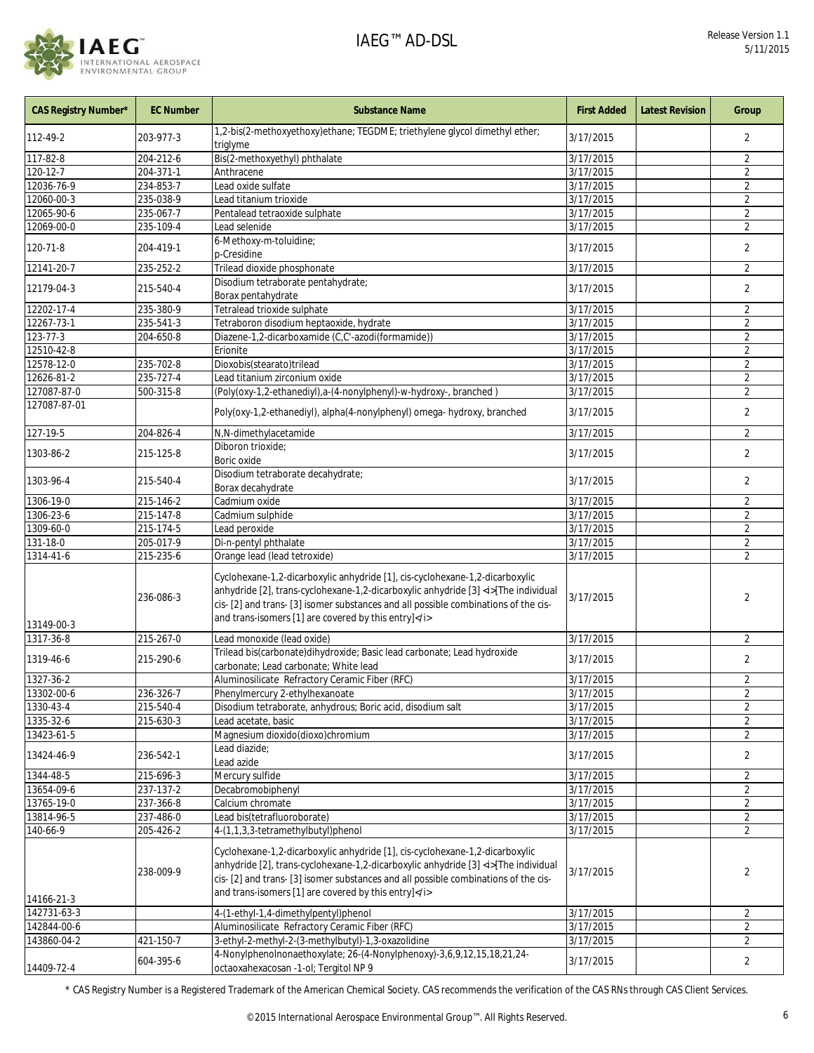| CAS Registry Number* | EC Number | Substance Name | First Added | Latest Revision | Group |
|---|---|---|---|---|---|
| 112-49-2 | 203-977-3 | 1,2-bis(2-methoxyethoxy)ethane; TEGDME; triethylene glycol dimethyl ether; triglyme | 3/17/2015 | | 2 |
| 117-82-8 | 204-212-6 | Bis(2-methoxyethyl) phthalate | 3/17/2015 | | 2 |
| 120-12-7 | 204-371-1 | Anthracene | 3/17/2015 | | 2 |
| 12036-76-9 | 234-853-7 | Lead oxide sulfate | 3/17/2015 | | 2 |
| 12060-00-3 | 235-038-9 | Lead titanium trioxide | 3/17/2015 | | 2 |
| 12065-90-6 | 235-067-7 | Pentalead tetraoxide sulphate | 3/17/2015 | | 2 |
| 12069-00-0 | 235-109-4 | Lead selenide | 3/17/2015 | | 2 |
| 120-71-8 | 204-419-1 | 6-Methoxy-m-toluidine; p-Cresidine | 3/17/2015 | | 2 |
| 12141-20-7 | 235-252-2 | Trilead dioxide phosphonate | 3/17/2015 | | 2 |
| 12179-04-3 | 215-540-4 | Disodium tetraborate pentahydrate; Borax pentahydrate | 3/17/2015 | | 2 |
| 12202-17-4 | 235-380-9 | Tetralead trioxide sulphate | 3/17/2015 | | 2 |
| 12267-73-1 | 235-541-3 | Tetraboron disodium heptaoxide, hydrate | 3/17/2015 | | 2 |
| 123-77-3 | 204-650-8 | Diazene-1,2-dicarboxamide (C,C'-azodi(formamide)) | 3/17/2015 | | 2 |
| 12510-42-8 | | Erionite | 3/17/2015 | | 2 |
| 12578-12-0 | 235-702-8 | Dioxobis(stearato)trilead | 3/17/2015 | | 2 |
| 12626-81-2 | 235-727-4 | Lead titanium zirconium oxide | 3/17/2015 | | 2 |
| 127087-87-0 | 500-315-8 | (Poly(oxy-1,2-ethanediyl),a-(4-nonylphenyl)-w-hydroxy-, branched ) | 3/17/2015 | | 2 |
| 127087-87-01 | | Poly(oxy-1,2-ethanediyl), alpha(4-nonylphenyl) omega- hydroxy, branched | 3/17/2015 | | 2 |
| 127-19-5 | 204-826-4 | N,N-dimethylacetamide | 3/17/2015 | | 2 |
| 1303-86-2 | 215-125-8 | Diboron trioxide; Boric oxide | 3/17/2015 | | 2 |
| 1303-96-4 | 215-540-4 | Disodium tetraborate decahydrate; Borax decahydrate | 3/17/2015 | | 2 |
| 1306-19-0 | 215-146-2 | Cadmium oxide | 3/17/2015 | | 2 |
| 1306-23-6 | 215-147-8 | Cadmium sulphide | 3/17/2015 | | 2 |
| 1309-60-0 | 215-174-5 | Lead peroxide | 3/17/2015 | | 2 |
| 131-18-0 | 205-017-9 | Di-n-pentyl phthalate | 3/17/2015 | | 2 |
| 1314-41-6 | 215-235-6 | Orange lead (lead tetroxide) | 3/17/2015 | | 2 |
| 13149-00-3 | 236-086-3 | Cyclohexane-1,2-dicarboxylic anhydride [1], cis-cyclohexane-1,2-dicarboxylic anhydride [2], trans-cyclohexane-1,2-dicarboxylic anhydride [3] <i>[The individual cis- [2] and trans- [3] isomer substances and all possible combinations of the cis- and trans-isomers [1] are covered by this entry]</i> | 3/17/2015 | | 2 |
| 1317-36-8 | 215-267-0 | Lead monoxide (lead oxide) | 3/17/2015 | | 2 |
| 1319-46-6 | 215-290-6 | Trilead bis(carbonate)dihydroxide; Basic lead carbonate; Lead hydroxide carbonate; Lead carbonate; White lead | 3/17/2015 | | 2 |
| 1327-36-2 | | Aluminosilicate Refractory Ceramic Fiber (RFC) | 3/17/2015 | | 2 |
| 13302-00-6 | 236-326-7 | Phenylmercury 2-ethylhexanoate | 3/17/2015 | | 2 |
| 1330-43-4 | 215-540-4 | Disodium tetraborate, anhydrous; Boric acid, disodium salt | 3/17/2015 | | 2 |
| 1335-32-6 | 215-630-3 | Lead acetate, basic | 3/17/2015 | | 2 |
| 13423-61-5 | | Magnesium dioxido(dioxo)chromium | 3/17/2015 | | 2 |
| 13424-46-9 | 236-542-1 | Lead diazide; Lead azide | 3/17/2015 | | 2 |
| 1344-48-5 | 215-696-3 | Mercury sulfide | 3/17/2015 | | 2 |
| 13654-09-6 | 237-137-2 | Decabromobiphenyl | 3/17/2015 | | 2 |
| 13765-19-0 | 237-366-8 | Calcium chromate | 3/17/2015 | | 2 |
| 13814-96-5 | 237-486-0 | Lead bis(tetrafluoroborate) | 3/17/2015 | | 2 |
| 140-66-9 | 205-426-2 | 4-(1,1,3,3-tetramethylbutyl)phenol | 3/17/2015 | | 2 |
| 14166-21-3 | 238-009-9 | Cyclohexane-1,2-dicarboxylic anhydride [1], cis-cyclohexane-1,2-dicarboxylic anhydride [2], trans-cyclohexane-1,2-dicarboxylic anhydride [3] <i>[The individual cis- [2] and trans- [3] isomer substances and all possible combinations of the cis- and trans-isomers [1] are covered by this entry]</i> | 3/17/2015 | | 2 |
| 142731-63-3 | | 4-(1-ethyl-1,4-dimethylpentyl)phenol | 3/17/2015 | | 2 |
| 142844-00-6 | | Aluminosilicate Refractory Ceramic Fiber (RFC) | 3/17/2015 | | 2 |
| 143860-04-2 | 421-150-7 | 3-ethyl-2-methyl-2-(3-methylbutyl)-1,3-oxazolidine | 3/17/2015 | | 2 |
| 14409-72-4 | 604-395-6 | 4-Nonylphenolnonaethoxylate; 26-(4-Nonylphenoxy)-3,6,9,12,15,18,21,24-octaoxahexacosan -1-ol; Tergitol NP 9 | 3/17/2015 | | 2 |

* CAS Registry Number is a Registered Trademark of the American Chemical Society. CAS recommends the verification of the CAS RNs through CAS Client Services.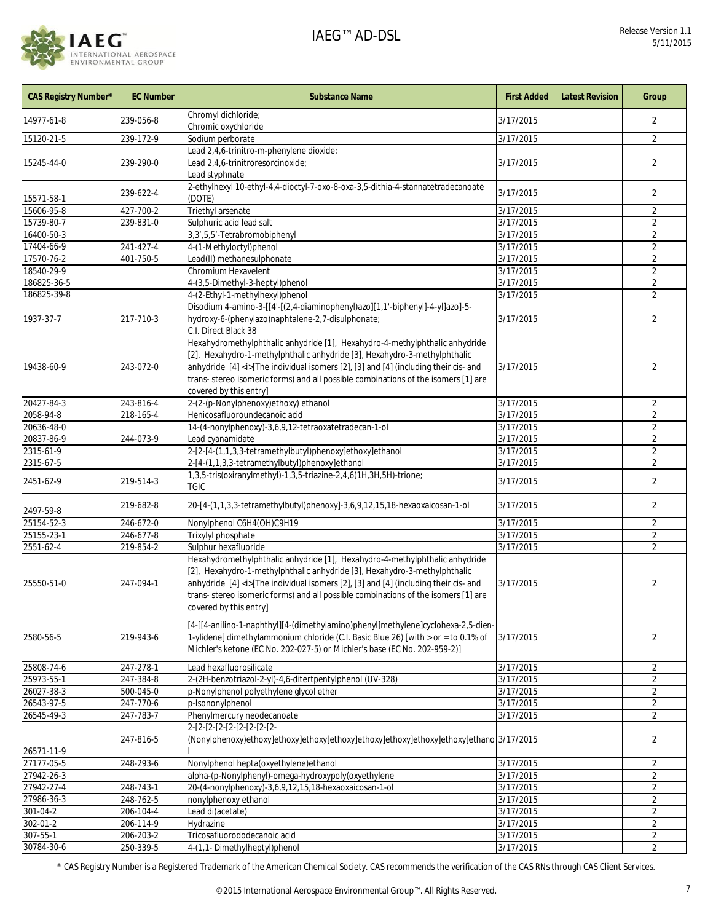| CAS Registry Number* | EC Number | Substance Name | First Added | Latest Revision | Group |
|---|---|---|---|---|---|
| 14977-61-8 | 239-056-8 | Chromyl dichloride; Chromic oxychloride | 3/17/2015 | | 2 |
| 15120-21-5 | 239-172-9 | Sodium perborate | 3/17/2015 | | 2 |
| 15245-44-0 | 239-290-0 | Lead 2,4,6-trinitro-m-phenylene dioxide; Lead 2,4,6-trinitroresorcinoxide; Lead styphnate | 3/17/2015 | | 2 |
| 15571-58-1 | 239-622-4 | 2-ethylhexyl 10-ethyl-4,4-dioctyl-7-oxo-8-oxa-3,5-dithia-4-stannatetradecanoate (DOTE) | 3/17/2015 | | 2 |
| 15606-95-8 | 427-700-2 | Triethyl arsenate | 3/17/2015 | | 2 |
| 15739-80-7 | 239-831-0 | Sulphuric acid lead salt | 3/17/2015 | | 2 |
| 16400-50-3 | | 3,3',5,5'-Tetrabromobiphenyl | 3/17/2015 | | 2 |
| 17404-66-9 | 241-427-4 | 4-(1-Methyloctyl)phenol | 3/17/2015 | | 2 |
| 17570-76-2 | 401-750-5 | Lead(II) methanesulphonate | 3/17/2015 | | 2 |
| 18540-29-9 | | Chromium Hexavelent | 3/17/2015 | | 2 |
| 186825-36-5 | | 4-(3,5-Dimethyl-3-heptyl)phenol | 3/17/2015 | | 2 |
| 186825-39-8 | | 4-(2-Ethyl-1-methylhexyl)phenol | 3/17/2015 | | 2 |
| 1937-37-7 | 217-710-3 | Disodium 4-amino-3-[[4'-[(2,4-diaminophenyl)azo][1,1'-biphenyl]-4-yl]azo]-5-hydroxy-6-(phenylazo)naphtalene-2,7-disulphonate; C.I. Direct Black 38 | 3/17/2015 | | 2 |
| 19438-60-9 | 243-072-0 | Hexahydromethylphthalic anhydride [1], Hexahydro-4-methylphthalic anhydride [2], Hexahydro-1-methylphthalic anhydride [3], Hexahydro-3-methylphthalic anhydride [4] <i>[The individual isomers [2], [3] and [4] (including their cis- and trans- stereo isomeric forms) and all possible combinations of the isomers [1] are covered by this entry] | 3/17/2015 | | 2 |
| 20427-84-3 | 243-816-4 | 2-(2-(p-Nonylphenoxy)ethoxy) ethanol | 3/17/2015 | | 2 |
| 2058-94-8 | 218-165-4 | Henicosafluoroundecanoic acid | 3/17/2015 | | 2 |
| 20636-48-0 | | 14-(4-nonylphenoxy)-3,6,9,12-tetraoxatetradecan-1-ol | 3/17/2015 | | 2 |
| 20837-86-9 | 244-073-9 | Lead cyanamidate | 3/17/2015 | | 2 |
| 2315-61-9 | | 2-[2-[4-(1,1,3,3-tetramethylbutyl)phenoxy]ethoxy]ethanol | 3/17/2015 | | 2 |
| 2315-67-5 | | 2-[4-(1,1,3,3-tetramethylbutyl)phenoxy]ethanol | 3/17/2015 | | 2 |
| 2451-62-9 | 219-514-3 | 1,3,5-tris(oxiranylmethyl)-1,3,5-triazine-2,4,6(1H,3H,5H)-trione; TGIC | 3/17/2015 | | 2 |
| 2497-59-8 | 219-682-8 | 20-[4-(1,1,3,3-tetramethylbutyl)phenoxy]-3,6,9,12,15,18-hexaoxaicosan-1-ol | 3/17/2015 | | 2 |
| 25154-52-3 | 246-672-0 | Nonylphenol C6H4(OH)C9H19 | 3/17/2015 | | 2 |
| 25155-23-1 | 246-677-8 | Trixylyl phosphate | 3/17/2015 | | 2 |
| 2551-62-4 | 219-854-2 | Sulphur hexafluoride | 3/17/2015 | | 2 |
| 25550-51-0 | 247-094-1 | Hexahydromethylphthalic anhydride [1], Hexahydro-4-methylphthalic anhydride [2], Hexahydro-1-methylphthalic anhydride [3], Hexahydro-3-methylphthalic anhydride [4] <i>[The individual isomers [2], [3] and [4] (including their cis- and trans- stereo isomeric forms) and all possible combinations of the isomers [1] are covered by this entry] | 3/17/2015 | | 2 |
| 2580-56-5 | 219-943-6 | [4-[[4-anilino-1-naphthyl][4-(dimethylamino)phenyl]methylene]cyclohexa-2,5-dien-1-ylidene] dimethylammonium chloride (C.I. Basic Blue 26) [with > or = to 0.1% of Michler's ketone (EC No. 202-027-5) or Michler's base (EC No. 202-959-2)] | 3/17/2015 | | 2 |
| 25808-74-6 | 247-278-1 | Lead hexafluorosilicate | 3/17/2015 | | 2 |
| 25973-55-1 | 247-384-8 | 2-(2H-benzotriazol-2-yl)-4,6-ditertpentylphenol (UV-328) | 3/17/2015 | | 2 |
| 26027-38-3 | 500-045-0 | p-Nonylphenol polyethylene glycol ether | 3/17/2015 | | 2 |
| 26543-97-5 | 247-770-6 | p-Isononylphenol | 3/17/2015 | | 2 |
| 26545-49-3 | 247-783-7 | Phenylmercury neodecanoate | 3/17/2015 | | 2 |
| 26571-11-9 | 247-816-5 | 2-[2-[2-[2-[2-[2-[2-[2-(Nonylphenoxy)ethoxy]ethoxy]ethoxy]ethoxy]ethoxy]ethoxy]ethoxy]ethanol | 3/17/2015 | | 2 |
| 27177-05-5 | 248-293-6 | Nonylphenol hepta(oxyethylene)ethanol | 3/17/2015 | | 2 |
| 27942-26-3 | | alpha-(p-Nonylphenyl)-omega-hydroxypoly(oxyethylene | 3/17/2015 | | 2 |
| 27942-27-4 | 248-743-1 | 20-(4-nonylphenoxy)-3,6,9,12,15,18-hexaoxaicosan-1-ol | 3/17/2015 | | 2 |
| 27986-36-3 | 248-762-5 | nonylphenoxy ethanol | 3/17/2015 | | 2 |
| 301-04-2 | 206-104-4 | Lead di(acetate) | 3/17/2015 | | 2 |
| 302-01-2 | 206-114-9 | Hydrazine | 3/17/2015 | | 2 |
| 307-55-1 | 206-203-2 | Tricosafluorododecanoic acid | 3/17/2015 | | 2 |
| 30784-30-6 | 250-339-5 | 4-(1,1- Dimethylheptyl)phenol | 3/17/2015 | | 2 |

* CAS Registry Number is a Registered Trademark of the American Chemical Society. CAS recommends the verification of the CAS RNs through CAS Client Services.

©2015 International Aerospace Environmental Group™. All Rights Reserved.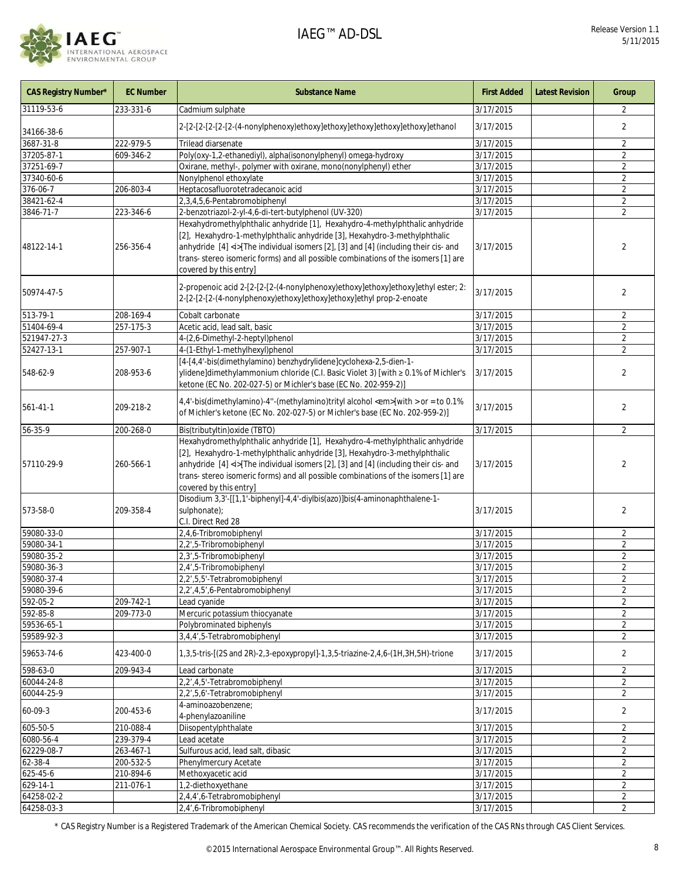| CAS Registry Number* | EC Number | Substance Name | First Added | Latest Revision | Group |
|---|---|---|---|---|---|
| 31119-53-6 | 233-331-6 | Cadmium sulphate | 3/17/2015 | | 2 |
| 34166-38-6 | | 2-[2-[2-[2-[2-(4-nonylphenoxy)ethoxy]ethoxy]ethoxy]ethoxy]ethoxy]ethanol | 3/17/2015 | | 2 |
| 3687-31-8 | 222-979-5 | Trilead diarsenate | 3/17/2015 | | 2 |
| 37205-87-1 | 609-346-2 | Poly(oxy-1,2-ethanediyl), alpha(isononylphenyl) omega-hydroxy | 3/17/2015 | | 2 |
| 37251-69-7 | | Oxirane, methyl-, polymer with oxirane, mono(nonylphenyl) ether | 3/17/2015 | | 2 |
| 37340-60-6 | | Nonylphenol ethoxylate | 3/17/2015 | | 2 |
| 376-06-7 | 206-803-4 | Heptacosafluorotetradecanoic acid | 3/17/2015 | | 2 |
| 38421-62-4 | | 2,3,4,5,6-Pentabromobiphenyl | 3/17/2015 | | 2 |
| 3846-71-7 | 223-346-6 | 2-benzotriazol-2-yl-4,6-di-tert-butylphenol (UV-320) | 3/17/2015 | | 2 |
| 48122-14-1 | 256-356-4 | Hexahydromethylphthalic anhydride [1], Hexahydro-4-methylphthalic anhydride [2], Hexahydro-1-methylphthalic anhydride [3], Hexahydro-3-methylphthalic anhydride [4] <i>[The individual isomers [2], [3] and [4] (including their cis- and trans- stereo isomeric forms) and all possible combinations of the isomers [1] are covered by this entry] | 3/17/2015 | | 2 |
| 50974-47-5 | | 2-propenoic acid 2-[2-[2-[2-(4-nonylphenoxy)ethoxy]ethoxy]ethoxy]ethyl ester; 2: 2-[2-[2-[2-(4-nonylphenoxy)ethoxy]ethoxy]ethoxy]ethyl prop-2-enoate | 3/17/2015 | | 2 |
| 513-79-1 | 208-169-4 | Cobalt carbonate | 3/17/2015 | | 2 |
| 51404-69-4 | 257-175-3 | Acetic acid, lead salt, basic | 3/17/2015 | | 2 |
| 521947-27-3 | | 4-(2,6-Dimethyl-2-heptyl)phenol | 3/17/2015 | | 2 |
| 52427-13-1 | 257-907-1 | 4-(1-Ethyl-1-methylhexyl)phenol | 3/17/2015 | | 2 |
| 548-62-9 | 208-953-6 | [4-[4,4'-bis(dimethylamino) benzhydrylidene]cyclohexa-2,5-dien-1-ylidene]dimethylammonium chloride (C.I. Basic Violet 3) [with ≥ 0.1% of Michler's ketone (EC No. 202-027-5) or Michler's base (EC No. 202-959-2)] | 3/17/2015 | | 2 |
| 561-41-1 | 209-218-2 | 4,4'-bis(dimethylamino)-4''-(methylamino)trityl alcohol <em>[with > or = to 0.1% of Michler's ketone (EC No. 202-027-5) or Michler's base (EC No. 202-959-2)] | 3/17/2015 | | 2 |
| 56-35-9 | 200-268-0 | Bis(tributyltin)oxide (TBTO) | 3/17/2015 | | 2 |
| 57110-29-9 | 260-566-1 | Hexahydromethylphthalic anhydride [1], Hexahydro-4-methylphthalic anhydride [2], Hexahydro-1-methylphthalic anhydride [3], Hexahydro-3-methylphthalic anhydride [4] <i>[The individual isomers [2], [3] and [4] (including their cis- and trans- stereo isomeric forms) and all possible combinations of the isomers [1] are covered by this entry] | 3/17/2015 | | 2 |
| 573-58-0 | 209-358-4 | Disodium 3,3'-[[1,1'-biphenyl]-4,4'-diylbis(azo)]bis(4-aminonaphthalene-1-sulphonate); C.I. Direct Red 28 | 3/17/2015 | | 2 |
| 59080-33-0 | | 2,4,6-Tribromobiphenyl | 3/17/2015 | | 2 |
| 59080-34-1 | | 2,2',5-Tribromobiphenyl | 3/17/2015 | | 2 |
| 59080-35-2 | | 2,3',5-Tribromobiphenyl | 3/17/2015 | | 2 |
| 59080-36-3 | | 2,4',5-Tribromobiphenyl | 3/17/2015 | | 2 |
| 59080-37-4 | | 2,2',5,5'-Tetrabromobiphenyl | 3/17/2015 | | 2 |
| 59080-39-6 | | 2,2',4,5',6-Pentabromobiphenyl | 3/17/2015 | | 2 |
| 592-05-2 | 209-742-1 | Lead cyanide | 3/17/2015 | | 2 |
| 592-85-8 | 209-773-0 | Mercuric potassium thiocyanate | 3/17/2015 | | 2 |
| 59536-65-1 | | Polybrominated biphenyls | 3/17/2015 | | 2 |
| 59589-92-3 | | 3,4,4',5-Tetrabromobiphenyl | 3/17/2015 | | 2 |
| 59653-74-6 | 423-400-0 | 1,3,5-tris-[(2S and 2R)-2,3-epoxypropyl]-1,3,5-triazine-2,4,6-(1H,3H,5H)-trione | 3/17/2015 | | 2 |
| 598-63-0 | 209-943-4 | Lead carbonate | 3/17/2015 | | 2 |
| 60044-24-8 | | 2,2',4,5'-Tetrabromobiphenyl | 3/17/2015 | | 2 |
| 60044-25-9 | | 2,2',5,6'-Tetrabromobiphenyl | 3/17/2015 | | 2 |
| 60-09-3 | 200-453-6 | 4-aminoazobenzene; 4-phenylazoaniline | 3/17/2015 | | 2 |
| 605-50-5 | 210-088-4 | Diisopentylphthalate | 3/17/2015 | | 2 |
| 6080-56-4 | 239-379-4 | Lead acetate | 3/17/2015 | | 2 |
| 62229-08-7 | 263-467-1 | Sulfurous acid, lead salt, dibasic | 3/17/2015 | | 2 |
| 62-38-4 | 200-532-5 | Phenylmercury Acetate | 3/17/2015 | | 2 |
| 625-45-6 | 210-894-6 | Methoxyacetic acid | 3/17/2015 | | 2 |
| 629-14-1 | 211-076-1 | 1,2-diethoxyethane | 3/17/2015 | | 2 |
| 64258-02-2 | | 2,4,4',6-Tetrabromobiphenyl | 3/17/2015 | | 2 |
| 64258-03-3 | | 2,4',6-Tribromobiphenyl | 3/17/2015 | | 2 |

\* CAS Registry Number is a Registered Trademark of the American Chemical Society. CAS recommends the verification of the CAS RNs through CAS Client Services.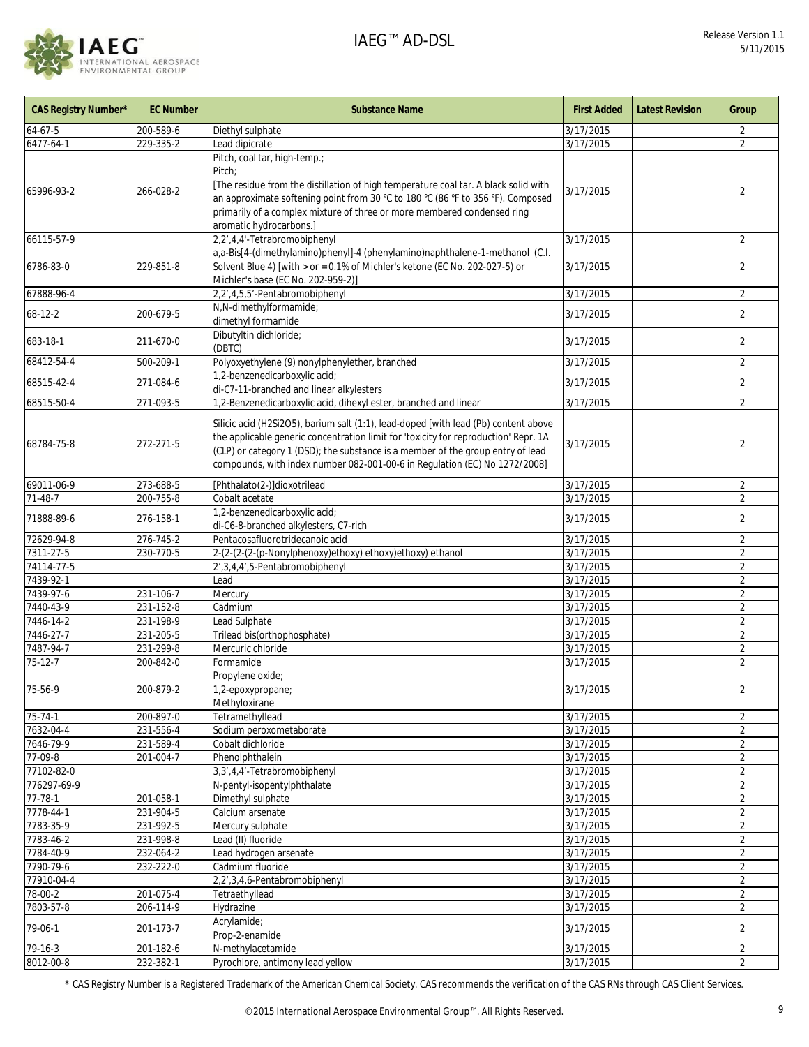| CAS Registry Number* | EC Number | Substance Name | First Added | Latest Revision | Group |
|---|---|---|---|---|---|
| 64-67-5 | 200-589-6 | Diethyl sulphate | 3/17/2015 | | 2 |
| 6477-64-1 | 229-335-2 | Lead dipicrate | 3/17/2015 | | 2 |
| 65996-93-2 | 266-028-2 | Pitch, coal tar, high-temp.;<br>Pitch;<br>[The residue from the distillation of high temperature coal tar. A black solid with an approximate softening point from 30 °C to 180 °C (86 °F to 356 °F). Composed primarily of a complex mixture of three or more membered condensed ring aromatic hydrocarbons.] | 3/17/2015 | | 2 |
| 66115-57-9 | | 2,2',4,4'-Tetrabromobiphenyl | 3/17/2015 | | 2 |
| 6786-83-0 | 229-851-8 | a,a-Bis[4-(dimethylamino)phenyl]-4 (phenylamino)naphthalene-1-methanol (C.I. Solvent Blue 4) [with > or = 0.1% of Michler's ketone (EC No. 202-027-5) or Michler's base (EC No. 202-959-2)] | 3/17/2015 | | 2 |
| 67888-96-4 | | 2,2',4,5,5'-Pentabromobiphenyl | 3/17/2015 | | 2 |
| 68-12-2 | 200-679-5 | N,N-dimethylformamide;<br>dimethyl formamide | 3/17/2015 | | 2 |
| 683-18-1 | 211-670-0 | Dibutyltin dichloride;<br>(DBTC) | 3/17/2015 | | 2 |
| 68412-54-4 | 500-209-1 | Polyoxyethylene (9) nonylphenylether, branched | 3/17/2015 | | 2 |
| 68515-42-4 | 271-084-6 | 1,2-benzenedicarboxylic acid;<br>di-C7-11-branched and linear alkylesters | 3/17/2015 | | 2 |
| 68515-50-4 | 271-093-5 | 1,2-Benzenedicarboxylic acid, dihexyl ester, branched and linear | 3/17/2015 | | 2 |
| 68784-75-8 | 272-271-5 | Silicic acid (H2Si2O5), barium salt (1:1), lead-doped [with lead (Pb) content above the applicable generic concentration limit for 'toxicity for reproduction' Repr. 1A (CLP) or category 1 (DSD); the substance is a member of the group entry of lead compounds, with index number 082-001-00-6 in Regulation (EC) No 1272/2008] | 3/17/2015 | | 2 |
| 69011-06-9 | 273-688-5 | [Phthalato(2-)]dioxotrilead | 3/17/2015 | | 2 |
| 71-48-7 | 200-755-8 | Cobalt acetate | 3/17/2015 | | 2 |
| 71888-89-6 | 276-158-1 | 1,2-benzenedicarboxylic acid;<br>di-C6-8-branched alkylesters, C7-rich | 3/17/2015 | | 2 |
| 72629-94-8 | 276-745-2 | Pentacosafluorotridecanoic acid | 3/17/2015 | | 2 |
| 7311-27-5 | 230-770-5 | 2-(2-(2-(2-(p-Nonylphenoxy)ethoxy) ethoxy)ethoxy) ethanol | 3/17/2015 | | 2 |
| 74114-77-5 | | 2',3,4,4',5-Pentabromobiphenyl | 3/17/2015 | | 2 |
| 7439-92-1 | | Lead | 3/17/2015 | | 2 |
| 7439-97-6 | 231-106-7 | Mercury | 3/17/2015 | | 2 |
| 7440-43-9 | 231-152-8 | Cadmium | 3/17/2015 | | 2 |
| 7446-14-2 | 231-198-9 | Lead Sulphate | 3/17/2015 | | 2 |
| 7446-27-7 | 231-205-5 | Trilead bis(orthophosphate) | 3/17/2015 | | 2 |
| 7487-94-7 | 231-299-8 | Mercuric chloride | 3/17/2015 | | 2 |
| 75-12-7 | 200-842-0 | Formamide | 3/17/2015 | | 2 |
| 75-56-9 | 200-879-2 | Propylene oxide;<br>1,2-epoxypropane;<br>Methyloxirane | 3/17/2015 | | 2 |
| 75-74-1 | 200-897-0 | Tetramethyllead | 3/17/2015 | | 2 |
| 7632-04-4 | 231-556-4 | Sodium peroxometaborate | 3/17/2015 | | 2 |
| 7646-79-9 | 231-589-4 | Cobalt dichloride | 3/17/2015 | | 2 |
| 77-09-8 | 201-004-7 | Phenolphthalein | 3/17/2015 | | 2 |
| 77102-82-0 | | 3,3',4,4'-Tetrabromobiphenyl | 3/17/2015 | | 2 |
| 776297-69-9 | | N-pentyl-isopentylphthalate | 3/17/2015 | | 2 |
| 77-78-1 | 201-058-1 | Dimethyl sulphate | 3/17/2015 | | 2 |
| 7778-44-1 | 231-904-5 | Calcium arsenate | 3/17/2015 | | 2 |
| 7783-35-9 | 231-992-5 | Mercury sulphate | 3/17/2015 | | 2 |
| 7783-46-2 | 231-998-8 | Lead (II) fluoride | 3/17/2015 | | 2 |
| 7784-40-9 | 232-064-2 | Lead hydrogen arsenate | 3/17/2015 | | 2 |
| 7790-79-6 | 232-222-0 | Cadmium fluoride | 3/17/2015 | | 2 |
| 77910-04-4 | | 2,2',3,4,6-Pentabromobiphenyl | 3/17/2015 | | 2 |
| 78-00-2 | 201-075-4 | Tetraethyllead | 3/17/2015 | | 2 |
| 7803-57-8 | 206-114-9 | Hydrazine | 3/17/2015 | | 2 |
| 79-06-1 | 201-173-7 | Acrylamide;<br>Prop-2-enamide | 3/17/2015 | | 2 |
| 79-16-3 | 201-182-6 | N-methylacetamide | 3/17/2015 | | 2 |
| 8012-00-8 | 232-382-1 | Pyrochlore, antimony lead yellow | 3/17/2015 | | 2 |

\* CAS Registry Number is a Registered Trademark of the American Chemical Society. CAS recommends the verification of the CAS RNs through CAS Client Services.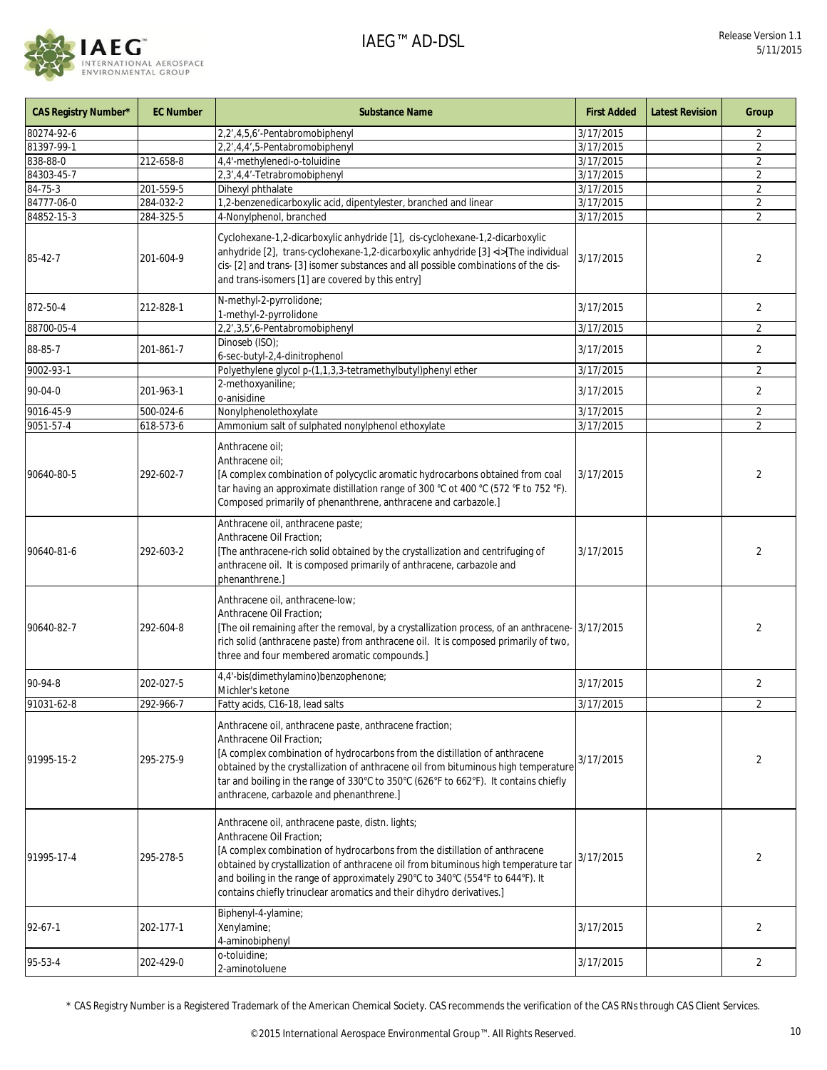| CAS Registry Number* | EC Number | Substance Name | First Added | Latest Revision | Group |
|---|---|---|---|---|---|
| 80274-92-6 | | 2,2',4,5,6'-Pentabromobiphenyl | 3/17/2015 | | 2 |
| 81397-99-1 | | 2,2',4,4',5-Pentabromobiphenyl | 3/17/2015 | | 2 |
| 838-88-0 | 212-658-8 | 4,4'-methylenedi-o-toluidine | 3/17/2015 | | 2 |
| 84303-45-7 | | 2,3',4,4'-Tetrabromobiphenyl | 3/17/2015 | | 2 |
| 84-75-3 | 201-559-5 | Dihexyl phthalate | 3/17/2015 | | 2 |
| 84777-06-0 | 284-032-2 | 1,2-benzenedicarboxylic acid, dipentylester, branched and linear | 3/17/2015 | | 2 |
| 84852-15-3 | 284-325-5 | 4-Nonylphenol, branched | 3/17/2015 | | 2 |
| 85-42-7 | 201-604-9 | Cyclohexane-1,2-dicarboxylic anhydride [1], cis-cyclohexane-1,2-dicarboxylic anhydride [2], trans-cyclohexane-1,2-dicarboxylic anhydride [3] <i>[The individual cis- [2] and trans- [3] isomer substances and all possible combinations of the cis- and trans-isomers [1] are covered by this entry] | 3/17/2015 | | 2 |
| 872-50-4 | 212-828-1 | N-methyl-2-pyrrolidone;<br>1-methyl-2-pyrrolidone | 3/17/2015 | | 2 |
| 88700-05-4 | | 2,2',3,5',6-Pentabromobiphenyl | 3/17/2015 | | 2 |
| 88-85-7 | 201-861-7 | Dinoseb (ISO);<br>6-sec-butyl-2,4-dinitrophenol | 3/17/2015 | | 2 |
| 9002-93-1 | | Polyethylene glycol p-(1,1,3,3-tetramethylbutyl)phenyl ether | 3/17/2015 | | 2 |
| 90-04-0 | 201-963-1 | 2-methoxyaniline;<br>o-anisidine | 3/17/2015 | | 2 |
| 9016-45-9 | 500-024-6 | Nonylphenolethoxylate | 3/17/2015 | | 2 |
| 9051-57-4 | 618-573-6 | Ammonium salt of sulphated nonylphenol ethoxylate | 3/17/2015 | | 2 |
| 90640-80-5 | 292-602-7 | Anthracene oil;<br>Anthracene oil;<br>[A complex combination of polycyclic aromatic hydrocarbons obtained from coal tar having an approximate distillation range of 300 °C ot 400 °C (572 °F to 752 °F). Composed primarily of phenanthrene, anthracene and carbazole.] | 3/17/2015 | | 2 |
| 90640-81-6 | 292-603-2 | Anthracene oil, anthracene paste;<br>Anthracene Oil Fraction;<br>[The anthracene-rich solid obtained by the crystallization and centrifuging of anthracene oil. It is composed primarily of anthracene, carbazole and phenanthrene.] | 3/17/2015 | | 2 |
| 90640-82-7 | 292-604-8 | Anthracene oil, anthracene-low;<br>Anthracene Oil Fraction;<br>[The oil remaining after the removal, by a crystallization process, of an anthracene-rich solid (anthracene paste) from anthracene oil. It is composed primarily of two, three and four membered aromatic compounds.] | 3/17/2015 | | 2 |
| 90-94-8 | 202-027-5 | 4,4'-bis(dimethylamino)benzophenone;<br>Michler's ketone | 3/17/2015 | | 2 |
| 91031-62-8 | 292-966-7 | Fatty acids, C16-18, lead salts | 3/17/2015 | | 2 |
| 91995-15-2 | 295-275-9 | Anthracene oil, anthracene paste, anthracene fraction;<br>Anthracene Oil Fraction;<br>[A complex combination of hydrocarbons from the distillation of anthracene obtained by the crystallization of anthracene oil from bituminous high temperature tar and boiling in the range of 330°C to 350°C (626°F to 662°F). It contains chiefly anthracene, carbazole and phenanthrene.] | 3/17/2015 | | 2 |
| 91995-17-4 | 295-278-5 | Anthracene oil, anthracene paste, distn. lights;<br>Anthracene Oil Fraction;<br>[A complex combination of hydrocarbons from the distillation of anthracene obtained by crystallization of anthracene oil from bituminous high temperature tar and boiling in the range of approximately 290°C to 340°C (554°F to 644°F). It contains chiefly trinuclear aromatics and their dihydro derivatives.] | 3/17/2015 | | 2 |
| 92-67-1 | 202-177-1 | Biphenyl-4-ylamine;<br>Xenylamine;<br>4-aminobiphenyl | 3/17/2015 | | 2 |
| 95-53-4 | 202-429-0 | o-toluidine;<br>2-aminotoluene | 3/17/2015 | | 2 |

* CAS Registry Number is a Registered Trademark of the American Chemical Society. CAS recommends the verification of the CAS RNs through CAS Client Services.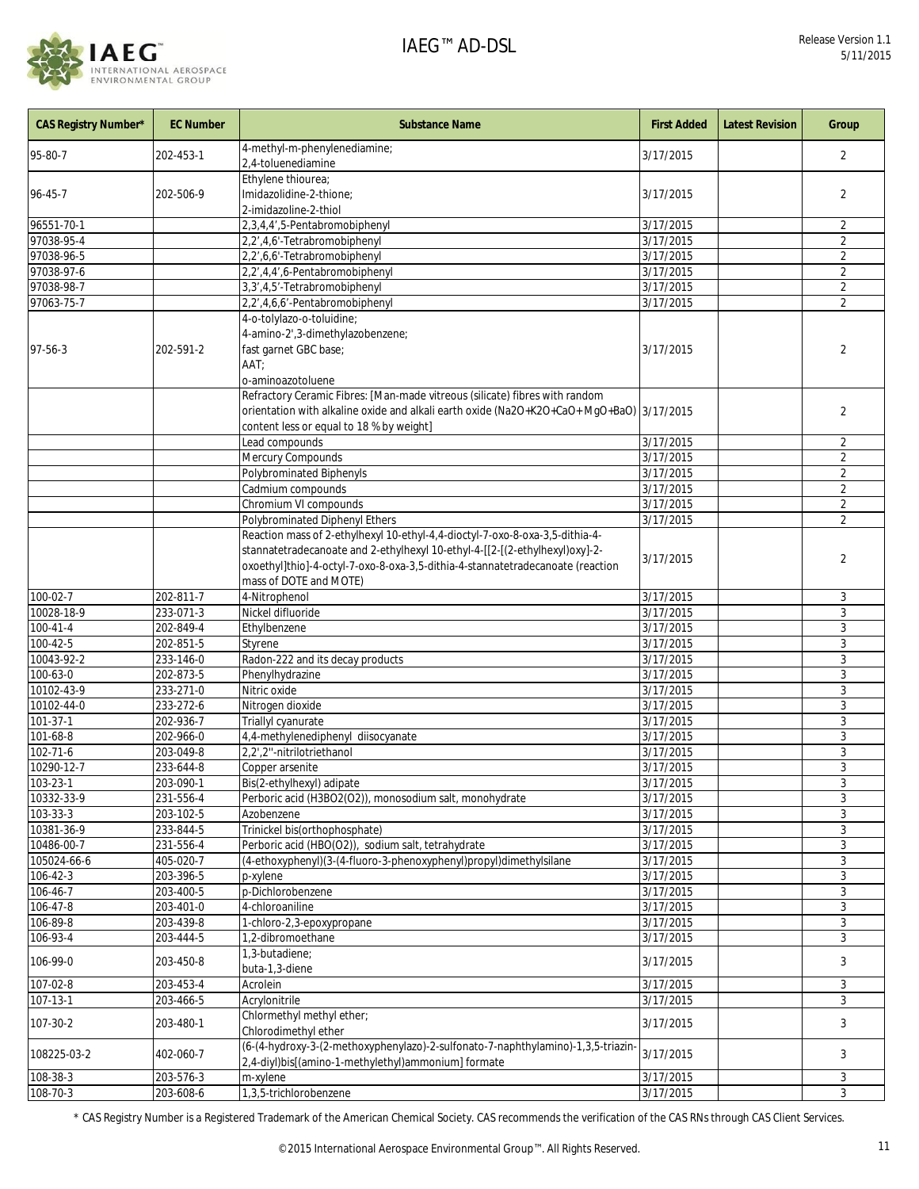| CAS Registry Number* | EC Number | Substance Name | First Added | Latest Revision | Group |
|---|---|---|---|---|---|
| 95-80-7 | 202-453-1 | 4-methyl-m-phenylenediamine;<br>2,4-toluenediamine | 3/17/2015 | | 2 |
| 96-45-7 | 202-506-9 | Ethylene thiourea;<br>Imidazolidine-2-thione;<br>2-imidazoline-2-thiol | 3/17/2015 | | 2 |
| 96551-70-1 | | 2,3,4,4',5-Pentabromobiphenyl | 3/17/2015 | | 2 |
| 97038-95-4 | | 2,2',4,6'-Tetrabromobiphenyl | 3/17/2015 | | 2 |
| 97038-96-5 | | 2,2',6,6'-Tetrabromobiphenyl | 3/17/2015 | | 2 |
| 97038-97-6 | | 2,2',4,4',6-Pentabromobiphenyl | 3/17/2015 | | 2 |
| 97038-98-7 | | 3,3',4,5'-Tetrabromobiphenyl | 3/17/2015 | | 2 |
| 97063-75-7 | | 2,2',4,6,6'-Pentabromobiphenyl | 3/17/2015 | | 2 |
| 97-56-3 | 202-591-2 | 4-o-tolylazo-o-toluidine;<br>4-amino-2',3-dimethylazobenzene;<br>fast garnet GBC base;<br>AAT;<br>o-aminoazotoluene | 3/17/2015 | | 2 |
| | | Refractory Ceramic Fibres: [Man-made vitreous (silicate) fibres with random orientation with alkaline oxide and alkali earth oxide ($Na_2O$+$K_2O$+CaO+ MgO+BaO) content less or equal to 18 % by weight] | 3/17/2015 | | 2 |
| | | Lead compounds | 3/17/2015 | | 2 |
| | | Mercury Compounds | 3/17/2015 | | 2 |
| | | Polybrominated Biphenyls | 3/17/2015 | | 2 |
| | | Cadmium compounds | 3/17/2015 | | 2 |
| | | Chromium VI compounds | 3/17/2015 | | 2 |
| | | Polybrominated Diphenyl Ethers | 3/17/2015 | | 2 |
| | | Reaction mass of 2-ethylhexyl 10-ethyl-4,4-dioctyl-7-oxo-8-oxa-3,5-dithia-4-stannatetradecanoate and 2-ethylhexyl 10-ethyl-4-[[2-[(2-ethylhexyl)oxy]-2-oxoethyl]thio]-4-octyl-7-oxo-8-oxa-3,5-dithia-4-stannatetradecanoate (reaction mass of DOTE and MOTE) | 3/17/2015 | | 2 |
| 100-02-7 | 202-811-7 | 4-Nitrophenol | 3/17/2015 | | 3 |
| 10028-18-9 | 233-071-3 | Nickel difluoride | 3/17/2015 | | 3 |
| 100-41-4 | 202-849-4 | Ethylbenzene | 3/17/2015 | | 3 |
| 100-42-5 | 202-851-5 | Styrene | 3/17/2015 | | 3 |
| 10043-92-2 | 233-146-0 | Radon-222 and its decay products | 3/17/2015 | | 3 |
| 100-63-0 | 202-873-5 | Phenylhydrazine | 3/17/2015 | | 3 |
| 10102-43-9 | 233-271-0 | Nitric oxide | 3/17/2015 | | 3 |
| 10102-44-0 | 233-272-6 | Nitrogen dioxide | 3/17/2015 | | 3 |
| 101-37-1 | 202-936-7 | Triallyl cyanurate | 3/17/2015 | | 3 |
| 101-68-8 | 202-966-0 | 4,4-methylenediphenyl diisocyanate | 3/17/2015 | | 3 |
| 102-71-6 | 203-049-8 | 2,2',2''-nitrilotriethanol | 3/17/2015 | | 3 |
| 10290-12-7 | 233-644-8 | Copper arsenite | 3/17/2015 | | 3 |
| 103-23-1 | 203-090-1 | Bis(2-ethylhexyl) adipate | 3/17/2015 | | 3 |
| 10332-33-9 | 231-556-4 | Perboric acid ($H_3BO_2(O_2)$), monosodium salt, monohydrate | 3/17/2015 | | 3 |
| 103-33-3 | 203-102-5 | Azobenzene | 3/17/2015 | | 3 |
| 10381-36-9 | 233-844-5 | Trinickel bis(orthophosphate) | 3/17/2015 | | 3 |
| 10486-00-7 | 231-556-4 | Perboric acid ($HBO(O_2)$), sodium salt, tetrahydrate | 3/17/2015 | | 3 |
| 105024-66-6 | 405-020-7 | (4-ethoxyphenyl)(3-(4-fluoro-3-phenoxyphenyl)propyl)dimethylsilane | 3/17/2015 | | 3 |
| 106-42-3 | 203-396-5 | p-xylene | 3/17/2015 | | 3 |
| 106-46-7 | 203-400-5 | p-Dichlorobenzene | 3/17/2015 | | 3 |
| 106-47-8 | 203-401-0 | 4-chloroaniline | 3/17/2015 | | 3 |
| 106-89-8 | 203-439-8 | 1-chloro-2,3-epoxypropane | 3/17/2015 | | 3 |
| 106-93-4 | 203-444-5 | 1,2-dibromoethane | 3/17/2015 | | 3 |
| 106-99-0 | 203-450-8 | 1,3-butadiene;<br>buta-1,3-diene | 3/17/2015 | | 3 |
| 107-02-8 | 203-453-4 | Acrolein | 3/17/2015 | | 3 |
| 107-13-1 | 203-466-5 | Acrylonitrile | 3/17/2015 | | 3 |
| 107-30-2 | 203-480-1 | Chlormethyl methyl ether;<br>Chlorodimethyl ether | 3/17/2015 | | 3 |
| 108225-03-2 | 402-060-7 | (6-(4-hydroxy-3-(2-methoxyphenylazo)-2-sulfonato-7-naphthylamino)-1,3,5-triazin-2,4-diyl)bis[(amino-1-methylethyl)ammonium] formate | 3/17/2015 | | 3 |
| 108-38-3 | 203-576-3 | m-xylene | 3/17/2015 | | 3 |
| 108-70-3 | 203-608-6 | 1,3,5-trichlorobenzene | 3/17/2015 | | 3 |

* CAS Registry Number is a Registered Trademark of the American Chemical Society. CAS recommends the verification of the CAS RNs through CAS Client Services.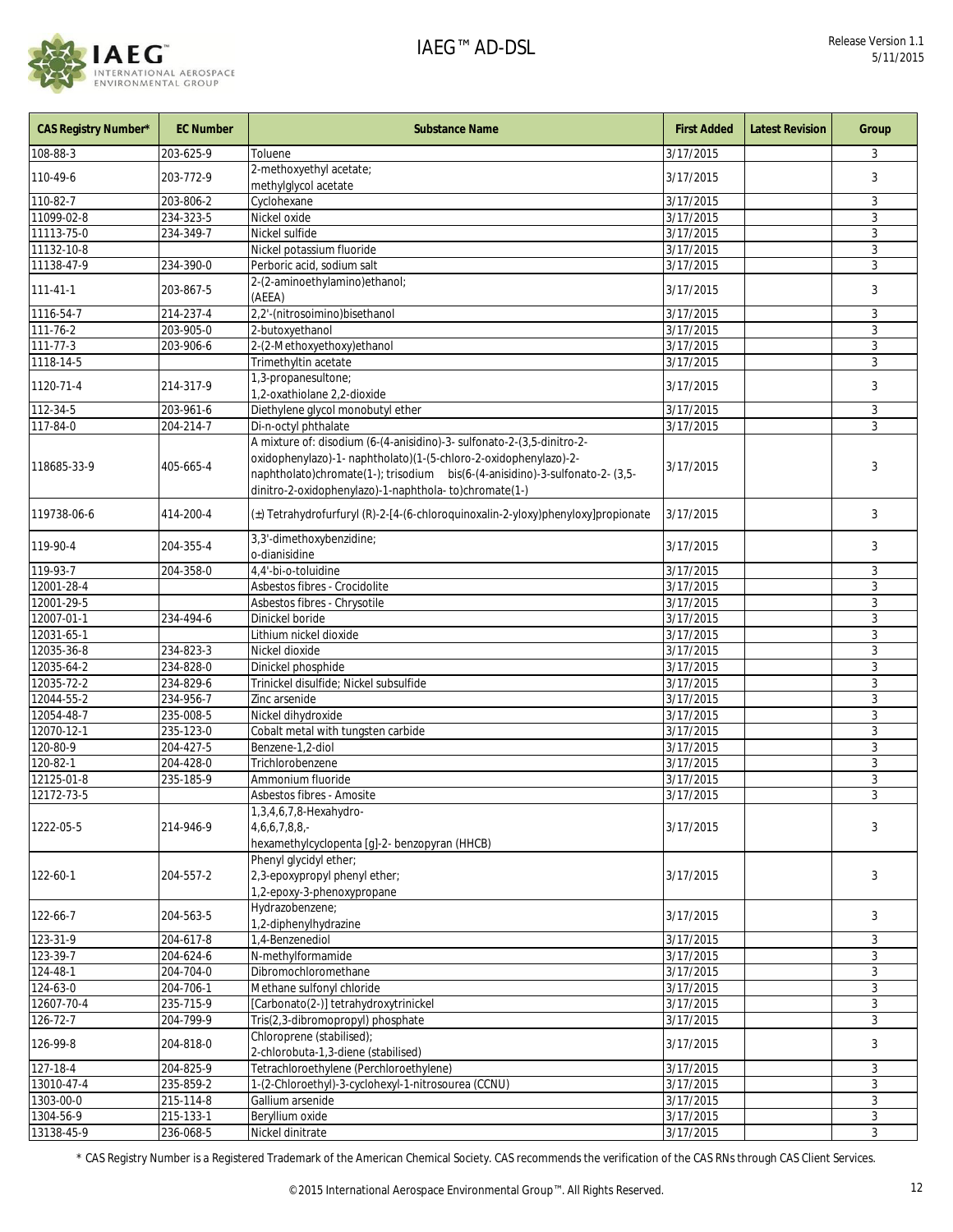| CAS Registry Number* | EC Number | Substance Name | First Added | Latest Revision | Group |
|---|---|---|---|---|---|
| 108-88-3 | 203-625-9 | Toluene | 3/17/2015 | | 3 |
| 110-49-6 | 203-772-9 | 2-methoxyethyl acetate; methylglycol acetate | 3/17/2015 | | 3 |
| 110-82-7 | 203-806-2 | Cyclohexane | 3/17/2015 | | 3 |
| 11099-02-8 | 234-323-5 | Nickel oxide | 3/17/2015 | | 3 |
| 11113-75-0 | 234-349-7 | Nickel sulfide | 3/17/2015 | | 3 |
| 11132-10-8 | | Nickel potassium fluoride | 3/17/2015 | | 3 |
| 11138-47-9 | 234-390-0 | Perboric acid, sodium salt | 3/17/2015 | | 3 |
| 111-41-1 | 203-867-5 | 2-(2-aminoethylamino)ethanol; (AEEA) | 3/17/2015 | | 3 |
| 1116-54-7 | 214-237-4 | 2,2'-(nitrosoimino)bisethanol | 3/17/2015 | | 3 |
| 111-76-2 | 203-905-0 | 2-butoxyethanol | 3/17/2015 | | 3 |
| 111-77-3 | 203-906-6 | 2-(2-Methoxyethoxy)ethanol | 3/17/2015 | | 3 |
| 1118-14-5 | | Trimethyltin acetate | 3/17/2015 | | 3 |
| 1120-71-4 | 214-317-9 | 1,3-propanesultone; 1,2-oxathiolane 2,2-dioxide | 3/17/2015 | | 3 |
| 112-34-5 | 203-961-6 | Diethylene glycol monobutyl ether | 3/17/2015 | | 3 |
| 117-84-0 | 204-214-7 | Di-n-octyl phthalate | 3/17/2015 | | 3 |
| 118685-33-9 | 405-665-4 | A mixture of: disodium (6-(4-anisidino)-3- sulfonato-2-(3,5-dinitro-2-oxidophenylazo)-1- naphtholato)(1-(5-chloro-2-oxidophenylazo)-2-naphtholato)chromate(1-); trisodium bis(6-(4-anisidino)-3-sulfonato-2- (3,5-dinitro-2-oxidophenylazo)-1-naphthola- to)chromate(1-) | 3/17/2015 | | 3 |
| 119738-06-6 | 414-200-4 | (±) Tetrahydrofurfuryl (R)-2-[4-(6-chloroquinoxalin-2-yloxy)phenyloxy]propionate | 3/17/2015 | | 3 |
| 119-90-4 | 204-355-4 | 3,3'-dimethoxybenzidine; o-dianisidine | 3/17/2015 | | 3 |
| 119-93-7 | 204-358-0 | 4,4'-bi-o-toluidine | 3/17/2015 | | 3 |
| 12001-28-4 | | Asbestos fibres - Crocidolite | 3/17/2015 | | 3 |
| 12001-29-5 | | Asbestos fibres - Chrysotile | 3/17/2015 | | 3 |
| 12007-01-1 | 234-494-6 | Dinickel boride | 3/17/2015 | | 3 |
| 12031-65-1 | | Lithium nickel dioxide | 3/17/2015 | | 3 |
| 12035-36-8 | 234-823-3 | Nickel dioxide | 3/17/2015 | | 3 |
| 12035-64-2 | 234-828-0 | Dinickel phosphide | 3/17/2015 | | 3 |
| 12035-72-2 | 234-829-6 | Trinickel disulfide; Nickel subsulfide | 3/17/2015 | | 3 |
| 12044-55-2 | 234-956-7 | Zinc arsenide | 3/17/2015 | | 3 |
| 12054-48-7 | 235-008-5 | Nickel dihydroxide | 3/17/2015 | | 3 |
| 12070-12-1 | 235-123-0 | Cobalt metal with tungsten carbide | 3/17/2015 | | 3 |
| 120-80-9 | 204-427-5 | Benzene-1,2-diol | 3/17/2015 | | 3 |
| 120-82-1 | 204-428-0 | Trichlorobenzene | 3/17/2015 | | 3 |
| 12125-01-8 | 235-185-9 | Ammonium fluoride | 3/17/2015 | | 3 |
| 12172-73-5 | | Asbestos fibres - Amosite | 3/17/2015 | | 3 |
| 1222-05-5 | 214-946-9 | 1,3,4,6,7,8-Hexahydro- 4,6,6,7,8,8,- hexamethylcyclopenta [g]-2- benzopyran (HHCB) | 3/17/2015 | | 3 |
| 122-60-1 | 204-557-2 | Phenyl glycidyl ether; 2,3-epoxypropyl phenyl ether; 1,2-epoxy-3-phenoxypropane | 3/17/2015 | | 3 |
| 122-66-7 | 204-563-5 | Hydrazobenzene; 1,2-diphenylhydrazine | 3/17/2015 | | 3 |
| 123-31-9 | 204-617-8 | 1,4-Benzenediol | 3/17/2015 | | 3 |
| 123-39-7 | 204-624-6 | N-methylformamide | 3/17/2015 | | 3 |
| 124-48-1 | 204-704-0 | Dibromochloromethane | 3/17/2015 | | 3 |
| 124-63-0 | 204-706-1 | Methane sulfonyl chloride | 3/17/2015 | | 3 |
| 12607-70-4 | 235-715-9 | [Carbonato(2-)] tetrahydroxytrinickel | 3/17/2015 | | 3 |
| 126-72-7 | 204-799-9 | Tris(2,3-dibromopropyl) phosphate | 3/17/2015 | | 3 |
| 126-99-8 | 204-818-0 | Chloroprene (stabilised); 2-chlorobuta-1,3-diene (stabilised) | 3/17/2015 | | 3 |
| 127-18-4 | 204-825-9 | Tetrachloroethylene (Perchloroethylene) | 3/17/2015 | | 3 |
| 13010-47-4 | 235-859-2 | 1-(2-Chloroethyl)-3-cyclohexyl-1-nitrosourea (CCNU) | 3/17/2015 | | 3 |
| 1303-00-0 | 215-114-8 | Gallium arsenide | 3/17/2015 | | 3 |
| 1304-56-9 | 215-133-1 | Beryllium oxide | 3/17/2015 | | 3 |
| 13138-45-9 | 236-068-5 | Nickel dinitrate | 3/17/2015 | | 3 |

* CAS Registry Number is a Registered Trademark of the American Chemical Society. CAS recommends the verification of the CAS RNs through CAS Client Services.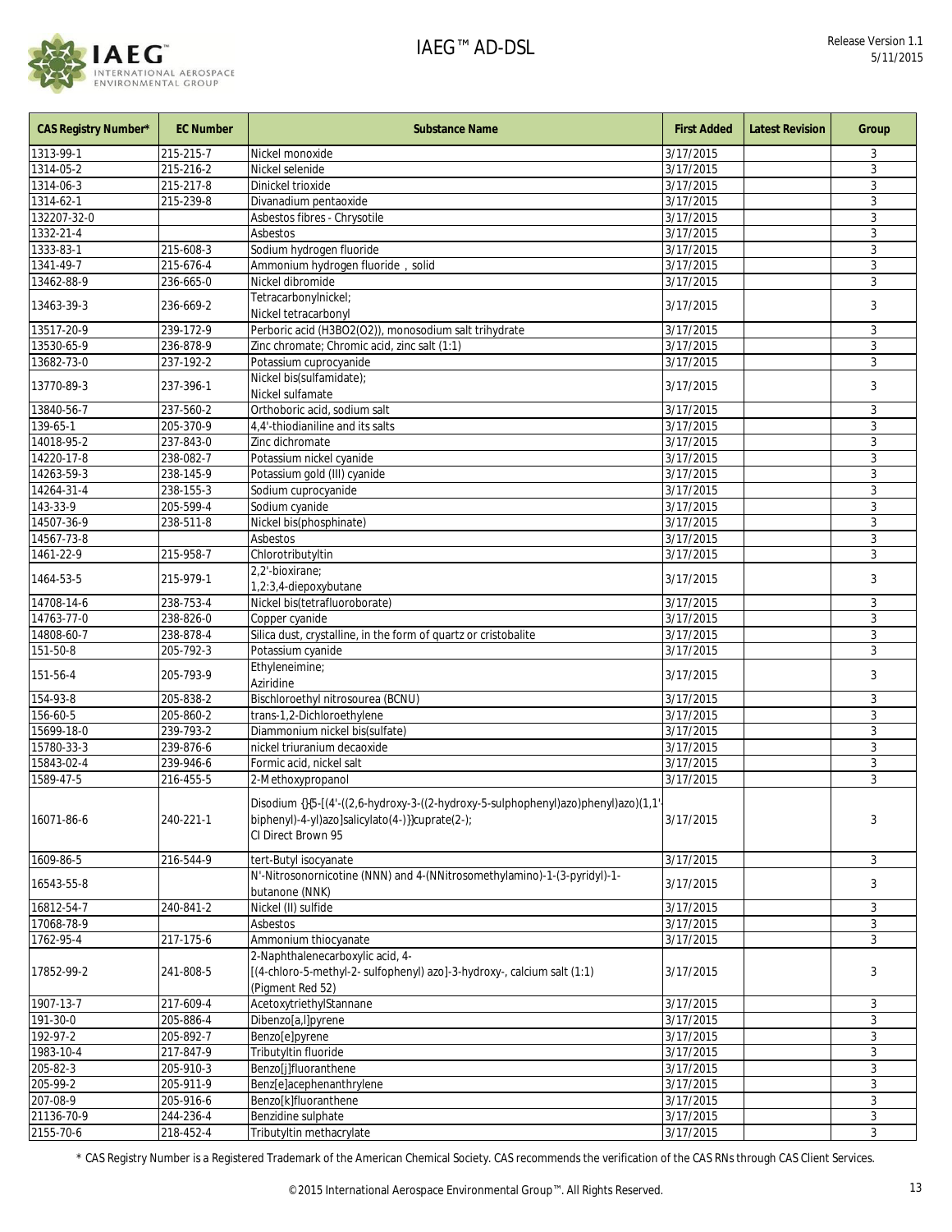| CAS Registry Number* | EC Number | Substance Name | First Added | Latest Revision | Group |
|---|---|---|---|---|---|
| 1313-99-1 | 215-215-7 | Nickel monoxide | 3/17/2015 | | 3 |
| 1314-05-2 | 215-216-2 | Nickel selenide | 3/17/2015 | | 3 |
| 1314-06-3 | 215-217-8 | Dinickel trioxide | 3/17/2015 | | 3 |
| 1314-62-1 | 215-239-8 | Divanadium pentaoxide | 3/17/2015 | | 3 |
| 132207-32-0 | | Asbestos fibres - Chrysotile | 3/17/2015 | | 3 |
| 1332-21-4 | | Asbestos | 3/17/2015 | | 3 |
| 1333-83-1 | 215-608-3 | Sodium hydrogen fluoride | 3/17/2015 | | 3 |
| 1341-49-7 | 215-676-4 | Ammonium hydrogen fluoride , solid | 3/17/2015 | | 3 |
| 13462-88-9 | 236-665-0 | Nickel dibromide | 3/17/2015 | | 3 |
| 13463-39-3 | 236-669-2 | Tetracarbonylnickel; Nickel tetracarbonyl | 3/17/2015 | | 3 |
| 13517-20-9 | 239-172-9 | Perboric acid (H3BO2(O2)), monosodium salt trihydrate | 3/17/2015 | | 3 |
| 13530-65-9 | 236-878-9 | Zinc chromate; Chromic acid, zinc salt (1:1) | 3/17/2015 | | 3 |
| 13682-73-0 | 237-192-2 | Potassium cuprocyanide | 3/17/2015 | | 3 |
| 13770-89-3 | 237-396-1 | Nickel bis(sulfamidate); Nickel sulfamate | 3/17/2015 | | 3 |
| 13840-56-7 | 237-560-2 | Orthoboric acid, sodium salt | 3/17/2015 | | 3 |
| 139-65-1 | 205-370-9 | 4,4'-thiodianiline and its salts | 3/17/2015 | | 3 |
| 14018-95-2 | 237-843-0 | Zinc dichromate | 3/17/2015 | | 3 |
| 14220-17-8 | 238-082-7 | Potassium nickel cyanide | 3/17/2015 | | 3 |
| 14263-59-3 | 238-145-9 | Potassium gold (III) cyanide | 3/17/2015 | | 3 |
| 14264-31-4 | 238-155-3 | Sodium cuprocyanide | 3/17/2015 | | 3 |
| 143-33-9 | 205-599-4 | Sodium cyanide | 3/17/2015 | | 3 |
| 14507-36-9 | 238-511-8 | Nickel bis(phosphinate) | 3/17/2015 | | 3 |
| 14567-73-8 | | Asbestos | 3/17/2015 | | 3 |
| 1461-22-9 | 215-958-7 | Chlorotributyltin | 3/17/2015 | | 3 |
| 1464-53-5 | 215-979-1 | 2,2'-bioxirane; 1,2:3,4-diepoxybutane | 3/17/2015 | | 3 |
| 14708-14-6 | 238-753-4 | Nickel bis(tetrafluoroborate) | 3/17/2015 | | 3 |
| 14763-77-0 | 238-826-0 | Copper cyanide | 3/17/2015 | | 3 |
| 14808-60-7 | 238-878-4 | Silica dust, crystalline, in the form of quartz or cristobalite | 3/17/2015 | | 3 |
| 151-50-8 | 205-792-3 | Potassium cyanide | 3/17/2015 | | 3 |
| 151-56-4 | 205-793-9 | Ethyleneimine; Aziridine | 3/17/2015 | | 3 |
| 154-93-8 | 205-838-2 | Bischloroethyl nitrosourea (BCNU) | 3/17/2015 | | 3 |
| 156-60-5 | 205-860-2 | trans-1,2-Dichloroethylene | 3/17/2015 | | 3 |
| 15699-18-0 | 239-793-2 | Diammonium nickel bis(sulfate) | 3/17/2015 | | 3 |
| 15780-33-3 | 239-876-6 | nickel triuranium decaoxide | 3/17/2015 | | 3 |
| 15843-02-4 | 239-946-6 | Formic acid, nickel salt | 3/17/2015 | | 3 |
| 1589-47-5 | 216-455-5 | 2-Methoxypropanol | 3/17/2015 | | 3 |
| 16071-86-6 | 240-221-1 | Disodium {}{5-[(4'-((2,6-hydroxy-3-((2-hydroxy-5-sulphophenyl)azo)phenyl)azo)(1,1'-biphenyl)-4-yl)azo]salicylato(4-)}}cuprate(2-); CI Direct Brown 95 | 3/17/2015 | | 3 |
| 1609-86-5 | 216-544-9 | tert-Butyl isocyanate | 3/17/2015 | | 3 |
| 16543-55-8 | | N'-Nitrosonornicotine (NNN) and 4-(NNitrosomethylamino)-1-(3-pyridyl)-1-butanone (NNK) | 3/17/2015 | | 3 |
| 16812-54-7 | 240-841-2 | Nickel (II) sulfide | 3/17/2015 | | 3 |
| 17068-78-9 | | Asbestos | 3/17/2015 | | 3 |
| 1762-95-4 | 217-175-6 | Ammonium thiocyanate | 3/17/2015 | | 3 |
| 17852-99-2 | 241-808-5 | 2-Naphthalenecarboxylic acid, 4-[(4-chloro-5-methyl-2- sulfophenyl) azo]-3-hydroxy-, calcium salt (1:1) (Pigment Red 52) | 3/17/2015 | | 3 |
| 1907-13-7 | 217-609-4 | AcetoxytriethylStannane | 3/17/2015 | | 3 |
| 191-30-0 | 205-886-4 | Dibenzo[a,l]pyrene | 3/17/2015 | | 3 |
| 192-97-2 | 205-892-7 | Benzo[e]pyrene | 3/17/2015 | | 3 |
| 1983-10-4 | 217-847-9 | Tributyltin fluoride | 3/17/2015 | | 3 |
| 205-82-3 | 205-910-3 | Benzo[j]fluoranthene | 3/17/2015 | | 3 |
| 205-99-2 | 205-911-9 | Benz[e]acephenanthrylene | 3/17/2015 | | 3 |
| 207-08-9 | 205-916-6 | Benzo[k]fluoranthene | 3/17/2015 | | 3 |
| 21136-70-9 | 244-236-4 | Benzidine sulphate | 3/17/2015 | | 3 |
| 2155-70-6 | 218-452-4 | Tributyltin methacrylate | 3/17/2015 | | 3 |

\* CAS Registry Number is a Registered Trademark of the American Chemical Society. CAS recommends the verification of the CAS RNs through CAS Client Services.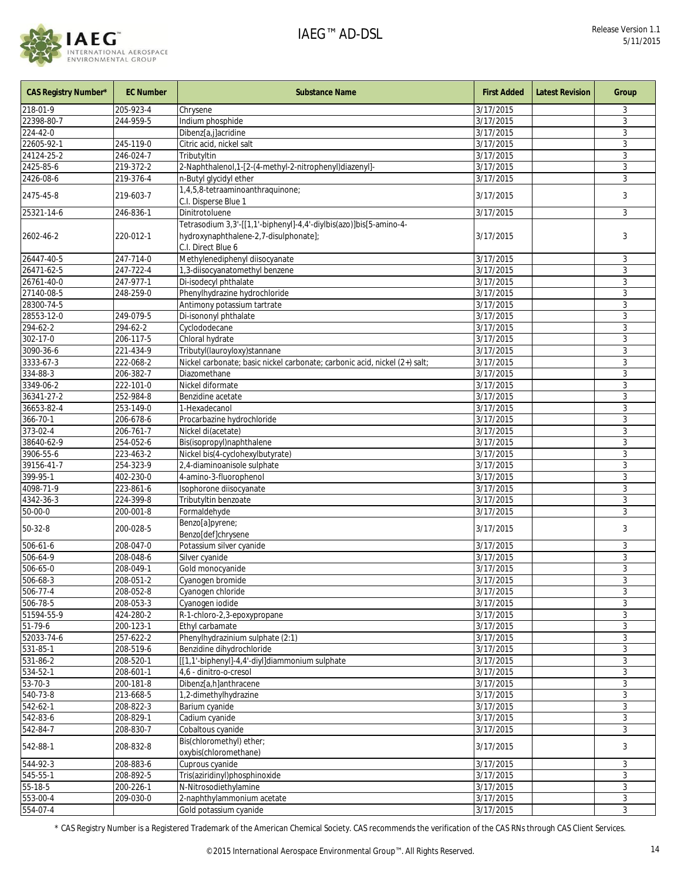| CAS Registry Number* | EC Number | Substance Name | First Added | Latest Revision | Group |
|---|---|---|---|---|---|
| 218-01-9 | 205-923-4 | Chrysene | 3/17/2015 | | 3 |
| 22398-80-7 | 244-959-5 | Indium phosphide | 3/17/2015 | | 3 |
| 224-42-0 | | Dibenz[a,j]acridine | 3/17/2015 | | 3 |
| 22605-92-1 | 245-119-0 | Citric acid, nickel salt | 3/17/2015 | | 3 |
| 24124-25-2 | 246-024-7 | Tributyltin | 3/17/2015 | | 3 |
| 2425-85-6 | 219-372-2 | 2-Naphthalenol,1-[2-(4-methyl-2-nitrophenyl)diazenyl]- | 3/17/2015 | | 3 |
| 2426-08-6 | 219-376-4 | n-Butyl glycidyl ether | 3/17/2015 | | 3 |
| 2475-45-8 | 219-603-7 | 1,4,5,8-tetraaminoanthraquinone;<br>C.I. Disperse Blue 1 | 3/17/2015 | | 3 |
| 25321-14-6 | 246-836-1 | Dinitrotoluene | 3/17/2015 | | 3 |
| 2602-46-2 | 220-012-1 | Tetrasodium 3,3'-[[1,1'-biphenyl]-4,4'-diylbis(azo)]bis[5-amino-4-hydroxynaphthalene-2,7-disulphonate];<br>C.I. Direct Blue 6 | 3/17/2015 | | 3 |
| 26447-40-5 | 247-714-0 | Methylenediphenyl diisocyanate | 3/17/2015 | | 3 |
| 26471-62-5 | 247-722-4 | 1,3-diisocyanatomethyl benzene | 3/17/2015 | | 3 |
| 26761-40-0 | 247-977-1 | Di-isodecyl phthalate | 3/17/2015 | | 3 |
| 27140-08-5 | 248-259-0 | Phenylhydrazine hydrochloride | 3/17/2015 | | 3 |
| 28300-74-5 | | Antimony potassium tartrate | 3/17/2015 | | 3 |
| 28553-12-0 | 249-079-5 | Di-isononyl phthalate | 3/17/2015 | | 3 |
| 294-62-2 | 294-62-2 | Cyclododecane | 3/17/2015 | | 3 |
| 302-17-0 | 206-117-5 | Chloral hydrate | 3/17/2015 | | 3 |
| 3090-36-6 | 221-434-9 | Tributyl(lauroyloxy)stannane | 3/17/2015 | | 3 |
| 3333-67-3 | 222-068-2 | Nickel carbonate; basic nickel carbonate; carbonic acid, nickel (2+) salt; | 3/17/2015 | | 3 |
| 334-88-3 | 206-382-7 | Diazomethane | 3/17/2015 | | 3 |
| 3349-06-2 | 222-101-0 | Nickel diformate | 3/17/2015 | | 3 |
| 36341-27-2 | 252-984-8 | Benzidine acetate | 3/17/2015 | | 3 |
| 36653-82-4 | 253-149-0 | 1-Hexadecanol | 3/17/2015 | | 3 |
| 366-70-1 | 206-678-6 | Procarbazine hydrochloride | 3/17/2015 | | 3 |
| 373-02-4 | 206-761-7 | Nickel di(acetate) | 3/17/2015 | | 3 |
| 38640-62-9 | 254-052-6 | Bis(isopropyl)naphthalene | 3/17/2015 | | 3 |
| 3906-55-6 | 223-463-2 | Nickel bis(4-cyclohexylbutyrate) | 3/17/2015 | | 3 |
| 39156-41-7 | 254-323-9 | 2,4-diaminoanisole sulphate | 3/17/2015 | | 3 |
| 399-95-1 | 402-230-0 | 4-amino-3-fluorophenol | 3/17/2015 | | 3 |
| 4098-71-9 | 223-861-6 | Isophorone diisocyanate | 3/17/2015 | | 3 |
| 4342-36-3 | 224-399-8 | Tributyltin benzoate | 3/17/2015 | | 3 |
| 50-00-0 | 200-001-8 | Formaldehyde | 3/17/2015 | | 3 |
| 50-32-8 | 200-028-5 | Benzo[a]pyrene;<br>Benzo[def]chrysene | 3/17/2015 | | 3 |
| 506-61-6 | 208-047-0 | Potassium silver cyanide | 3/17/2015 | | 3 |
| 506-64-9 | 208-048-6 | Silver cyanide | 3/17/2015 | | 3 |
| 506-65-0 | 208-049-1 | Gold monocyanide | 3/17/2015 | | 3 |
| 506-68-3 | 208-051-2 | Cyanogen bromide | 3/17/2015 | | 3 |
| 506-77-4 | 208-052-8 | Cyanogen chloride | 3/17/2015 | | 3 |
| 506-78-5 | 208-053-3 | Cyanogen iodide | 3/17/2015 | | 3 |
| 51594-55-9 | 424-280-2 | R-1-chloro-2,3-epoxypropane | 3/17/2015 | | 3 |
| 51-79-6 | 200-123-1 | Ethyl carbamate | 3/17/2015 | | 3 |
| 52033-74-6 | 257-622-2 | Phenylhydrazinium sulphate (2:1) | 3/17/2015 | | 3 |
| 531-85-1 | 208-519-6 | Benzidine dihydrochloride | 3/17/2015 | | 3 |
| 531-86-2 | 208-520-1 | [[1,1'-biphenyl]-4,4'-diyl]diammonium sulphate | 3/17/2015 | | 3 |
| 534-52-1 | 208-601-1 | 4,6 - dinitro-o-cresol | 3/17/2015 | | 3 |
| 53-70-3 | 200-181-8 | Dibenz[a,h]anthracene | 3/17/2015 | | 3 |
| 540-73-8 | 213-668-5 | 1,2-dimethylhydrazine | 3/17/2015 | | 3 |
| 542-62-1 | 208-822-3 | Barium cyanide | 3/17/2015 | | 3 |
| 542-83-6 | 208-829-1 | Cadium cyanide | 3/17/2015 | | 3 |
| 542-84-7 | 208-830-7 | Cobaltous cyanide | 3/17/2015 | | 3 |
| 542-88-1 | 208-832-8 | Bis(chloromethyl) ether;<br>oxybis(chloromethane) | 3/17/2015 | | 3 |
| 544-92-3 | 208-883-6 | Cuprous cyanide | 3/17/2015 | | 3 |
| 545-55-1 | 208-892-5 | Tris(aziridinyl)phosphinoxide | 3/17/2015 | | 3 |
| 55-18-5 | 200-226-1 | N-Nitrosodiethylamine | 3/17/2015 | | 3 |
| 553-00-4 | 209-030-0 | 2-naphthylammonium acetate | 3/17/2015 | | 3 |
| 554-07-4 | | Gold potassium cyanide | 3/17/2015 | | 3 |

\* CAS Registry Number is a Registered Trademark of the American Chemical Society. CAS recommends the verification of the CAS RNs through CAS Client Services.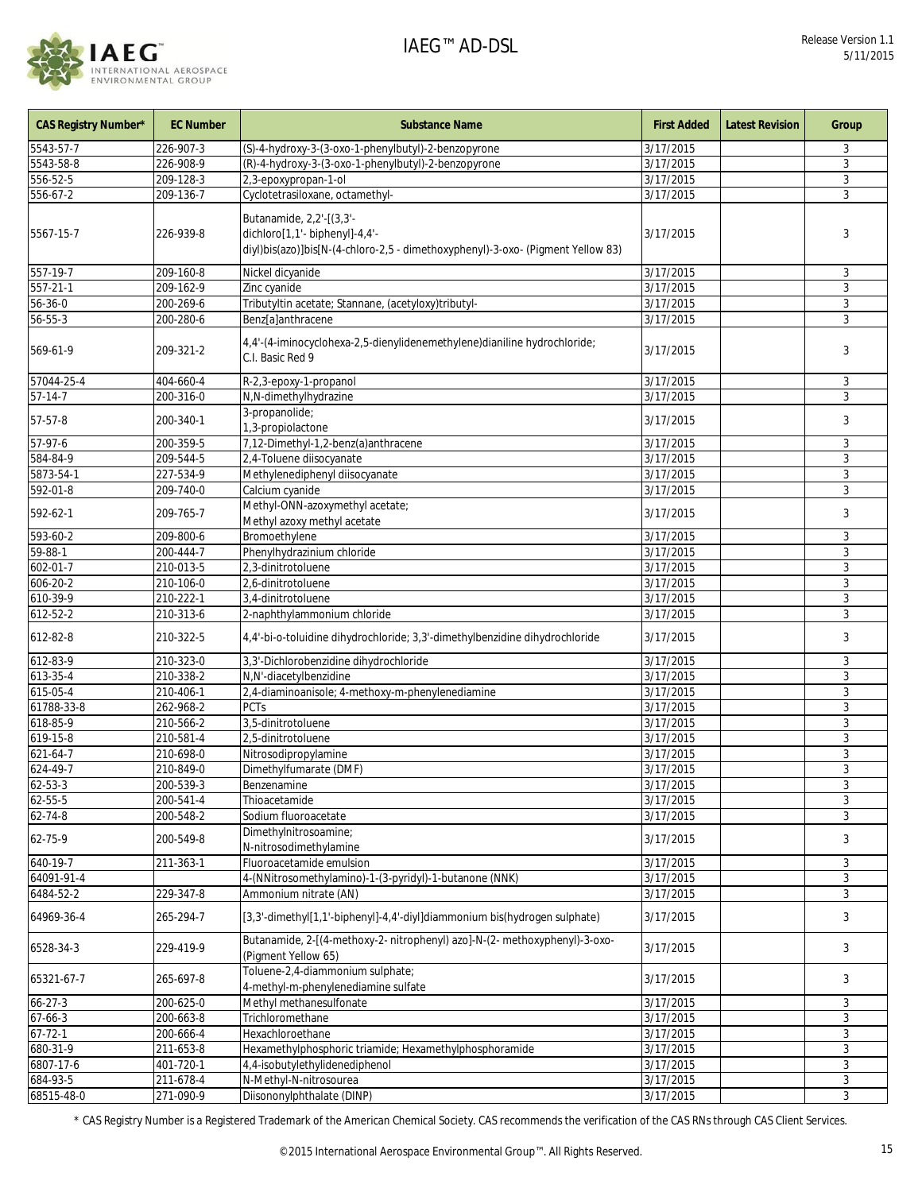| CAS Registry Number* | EC Number | Substance Name | First Added | Latest Revision | Group |
|---|---|---|---|---|---|
| 5543-57-7 | 226-907-3 | (S)-4-hydroxy-3-(3-oxo-1-phenylbutyl)-2-benzopyrone | 3/17/2015 | | 3 |
| 5543-58-8 | 226-908-9 | (R)-4-hydroxy-3-(3-oxo-1-phenylbutyl)-2-benzopyrone | 3/17/2015 | | 3 |
| 556-52-5 | 209-128-3 | 2,3-epoxypropan-1-ol | 3/17/2015 | | 3 |
| 556-67-2 | 209-136-7 | Cyclotetrasiloxane, octamethyl- | 3/17/2015 | | 3 |
| 5567-15-7 | 226-939-8 | Butanamide, 2,2'-[(3,3'-dichloro[1,1'- biphenyl]-4,4'-diyl)bis(azo)]bis[N-(4-chloro-2,5 - dimethoxyphenyl)-3-oxo- (Pigment Yellow 83) | 3/17/2015 | | 3 |
| 557-19-7 | 209-160-8 | Nickel dicyanide | 3/17/2015 | | 3 |
| 557-21-1 | 209-162-9 | Zinc cyanide | 3/17/2015 | | 3 |
| 56-36-0 | 200-269-6 | Tributyltin acetate; Stannane, (acetyloxy)tributyl- | 3/17/2015 | | 3 |
| 56-55-3 | 200-280-6 | Benz[a]anthracene | 3/17/2015 | | 3 |
| 569-61-9 | 209-321-2 | 4,4'-(4-iminocyclohexa-2,5-dienylidenemethylene)dianiline hydrochloride; C.I. Basic Red 9 | 3/17/2015 | | 3 |
| 57044-25-4 | 404-660-4 | R-2,3-epoxy-1-propanol | 3/17/2015 | | 3 |
| 57-14-7 | 200-316-0 | N,N-dimethylhydrazine | 3/17/2015 | | 3 |
| 57-57-8 | 200-340-1 | 3-propanolide; 1,3-propiolactone | 3/17/2015 | | 3 |
| 57-97-6 | 200-359-5 | 7,12-Dimethyl-1,2-benz(a)anthracene | 3/17/2015 | | 3 |
| 584-84-9 | 209-544-5 | 2,4-Toluene diisocyanate | 3/17/2015 | | 3 |
| 5873-54-1 | 227-534-9 | Methylenediphenyl diisocyanate | 3/17/2015 | | 3 |
| 592-01-8 | 209-740-0 | Calcium cyanide | 3/17/2015 | | 3 |
| 592-62-1 | 209-765-7 | Methyl-ONN-azoxymethyl acetate; Methyl azoxy methyl acetate | 3/17/2015 | | 3 |
| 593-60-2 | 209-800-6 | Bromoethylene | 3/17/2015 | | 3 |
| 59-88-1 | 200-444-7 | Phenylhydrazinium chloride | 3/17/2015 | | 3 |
| 602-01-7 | 210-013-5 | 2,3-dinitrotoluene | 3/17/2015 | | 3 |
| 606-20-2 | 210-106-0 | 2,6-dinitrotoluene | 3/17/2015 | | 3 |
| 610-39-9 | 210-222-1 | 3,4-dinitrotoluene | 3/17/2015 | | 3 |
| 612-52-2 | 210-313-6 | 2-naphthylammonium chloride | 3/17/2015 | | 3 |
| 612-82-8 | 210-322-5 | 4,4'-bi-o-toluidine dihydrochloride; 3,3'-dimethylbenzidine dihydrochloride | 3/17/2015 | | 3 |
| 612-83-9 | 210-323-0 | 3,3'-Dichlorobenzidine dihydrochloride | 3/17/2015 | | 3 |
| 613-35-4 | 210-338-2 | N,N'-diacetylbenzidine | 3/17/2015 | | 3 |
| 615-05-4 | 210-406-1 | 2,4-diaminoanisole; 4-methoxy-m-phenylenediamine | 3/17/2015 | | 3 |
| 61788-33-8 | 262-968-2 | PCTs | 3/17/2015 | | 3 |
| 618-85-9 | 210-566-2 | 3,5-dinitrotoluene | 3/17/2015 | | 3 |
| 619-15-8 | 210-581-4 | 2,5-dinitrotoluene | 3/17/2015 | | 3 |
| 621-64-7 | 210-698-0 | Nitrosodipropylamine | 3/17/2015 | | 3 |
| 624-49-7 | 210-849-0 | Dimethylfumarate (DMF) | 3/17/2015 | | 3 |
| 62-53-3 | 200-539-3 | Benzenamine | 3/17/2015 | | 3 |
| 62-55-5 | 200-541-4 | Thioacetamide | 3/17/2015 | | 3 |
| 62-74-8 | 200-548-2 | Sodium fluoroacetate | 3/17/2015 | | 3 |
| 62-75-9 | 200-549-8 | Dimethylnitrosoamine; N-nitrosodimethylamine | 3/17/2015 | | 3 |
| 640-19-7 | 211-363-1 | Fluoroacetamide emulsion | 3/17/2015 | | 3 |
| 64091-91-4 | | 4-(NNitrosomethylamino)-1-(3-pyridyl)-1-butanone (NNK) | 3/17/2015 | | 3 |
| 6484-52-2 | 229-347-8 | Ammonium nitrate (AN) | 3/17/2015 | | 3 |
| 64969-36-4 | 265-294-7 | [3,3'-dimethyl[1,1'-biphenyl]-4,4'-diyl]diammonium bis(hydrogen sulphate) | 3/17/2015 | | 3 |
| 6528-34-3 | 229-419-9 | Butanamide, 2-[(4-methoxy-2- nitrophenyl) azo]-N-(2- methoxyphenyl)-3-oxo- (Pigment Yellow 65) | 3/17/2015 | | 3 |
| 65321-67-7 | 265-697-8 | Toluene-2,4-diammonium sulphate; 4-methyl-m-phenylenediamine sulfate | 3/17/2015 | | 3 |
| 66-27-3 | 200-625-0 | Methyl methanesulfonate | 3/17/2015 | | 3 |
| 67-66-3 | 200-663-8 | Trichloromethane | 3/17/2015 | | 3 |
| 67-72-1 | 200-666-4 | Hexachloroethane | 3/17/2015 | | 3 |
| 680-31-9 | 211-653-8 | Hexamethylphosphoric triamide; Hexamethylphosphoramide | 3/17/2015 | | 3 |
| 6807-17-6 | 401-720-1 | 4,4-isobutylethylidenediphenol | 3/17/2015 | | 3 |
| 684-93-5 | 211-678-4 | N-Methyl-N-nitrosourea | 3/17/2015 | | 3 |
| 68515-48-0 | 271-090-9 | Diisononylphthalate (DINP) | 3/17/2015 | | 3 |

* CAS Registry Number is a Registered Trademark of the American Chemical Society. CAS recommends the verification of the CAS RNs through CAS Client Services.

©2015 International Aerospace Environmental Group™. All Rights Reserved.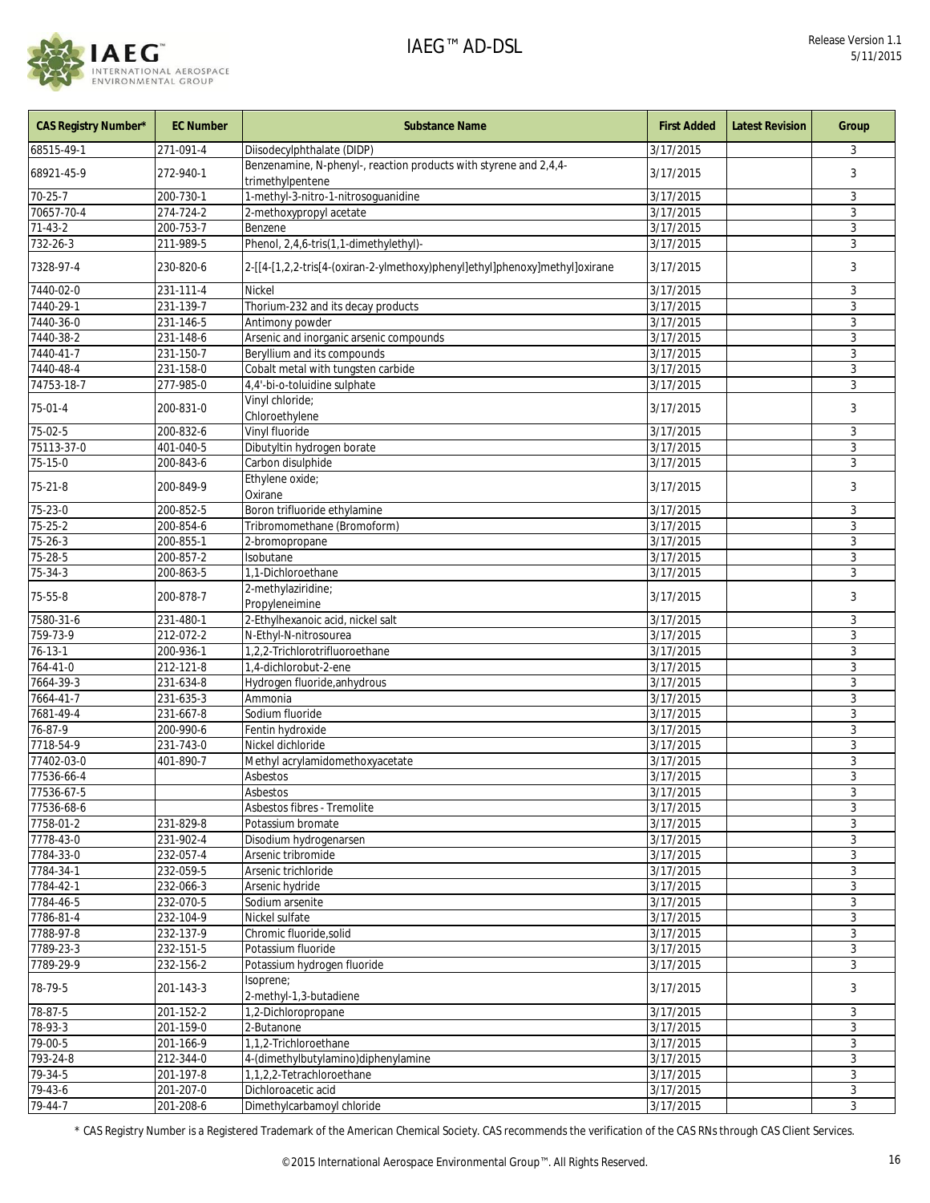| CAS Registry Number* | EC Number | Substance Name | First Added | Latest Revision | Group |
|---|---|---|---|---|---|
| 68515-49-1 | 271-091-4 | Diisodecylphthalate (DIDP) | 3/17/2015 | | 3 |
| 68921-45-9 | 272-940-1 | Benzenamine, N-phenyl-, reaction products with styrene and 2,4,4-trimethylpentene | 3/17/2015 | | 3 |
| 70-25-7 | 200-730-1 | 1-methyl-3-nitro-1-nitrosoguanidine | 3/17/2015 | | 3 |
| 70657-70-4 | 274-724-2 | 2-methoxypropyl acetate | 3/17/2015 | | 3 |
| 71-43-2 | 200-753-7 | Benzene | 3/17/2015 | | 3 |
| 732-26-3 | 211-989-5 | Phenol, 2,4,6-tris(1,1-dimethylethyl)- | 3/17/2015 | | 3 |
| 7328-97-4 | 230-820-6 | 2-[[4-[1,2,2-tris[4-(oxiran-2-ylmethoxy)phenyl]ethyl]phenoxy]methyl]oxirane | 3/17/2015 | | 3 |
| 7440-02-0 | 231-111-4 | Nickel | 3/17/2015 | | 3 |
| 7440-29-1 | 231-139-7 | Thorium-232 and its decay products | 3/17/2015 | | 3 |
| 7440-36-0 | 231-146-5 | Antimony powder | 3/17/2015 | | 3 |
| 7440-38-2 | 231-148-6 | Arsenic and inorganic arsenic compounds | 3/17/2015 | | 3 |
| 7440-41-7 | 231-150-7 | Beryllium and its compounds | 3/17/2015 | | 3 |
| 7440-48-4 | 231-158-0 | Cobalt metal with tungsten carbide | 3/17/2015 | | 3 |
| 74753-18-7 | 277-985-0 | 4,4'-bi-o-toluidine sulphate | 3/17/2015 | | 3 |
| 75-01-4 | 200-831-0 | Vinyl chloride; Chloroethylene | 3/17/2015 | | 3 |
| 75-02-5 | 200-832-6 | Vinyl fluoride | 3/17/2015 | | 3 |
| 75113-37-0 | 401-040-5 | Dibutyltin hydrogen borate | 3/17/2015 | | 3 |
| 75-15-0 | 200-843-6 | Carbon disulphide | 3/17/2015 | | 3 |
| 75-21-8 | 200-849-9 | Ethylene oxide; Oxirane | 3/17/2015 | | 3 |
| 75-23-0 | 200-852-5 | Boron trifluoride ethylamine | 3/17/2015 | | 3 |
| 75-25-2 | 200-854-6 | Tribromomethane (Bromoform) | 3/17/2015 | | 3 |
| 75-26-3 | 200-855-1 | 2-bromopropane | 3/17/2015 | | 3 |
| 75-28-5 | 200-857-2 | Isobutane | 3/17/2015 | | 3 |
| 75-34-3 | 200-863-5 | 1,1-Dichloroethane | 3/17/2015 | | 3 |
| 75-55-8 | 200-878-7 | 2-methylaziridine; Propyleneimine | 3/17/2015 | | 3 |
| 7580-31-6 | 231-480-1 | 2-Ethylhexanoic acid, nickel salt | 3/17/2015 | | 3 |
| 759-73-9 | 212-072-2 | N-Ethyl-N-nitrosourea | 3/17/2015 | | 3 |
| 76-13-1 | 200-936-1 | 1,2,2-Trichlorotrifluoroethane | 3/17/2015 | | 3 |
| 764-41-0 | 212-121-8 | 1,4-dichlorobut-2-ene | 3/17/2015 | | 3 |
| 7664-39-3 | 231-634-8 | Hydrogen fluoride,anhydrous | 3/17/2015 | | 3 |
| 7664-41-7 | 231-635-3 | Ammonia | 3/17/2015 | | 3 |
| 7681-49-4 | 231-667-8 | Sodium fluoride | 3/17/2015 | | 3 |
| 76-87-9 | 200-990-6 | Fentin hydroxide | 3/17/2015 | | 3 |
| 7718-54-9 | 231-743-0 | Nickel dichloride | 3/17/2015 | | 3 |
| 77402-03-0 | 401-890-7 | Methyl acrylamidomethoxyacetate | 3/17/2015 | | 3 |
| 77536-66-4 | | Asbestos | 3/17/2015 | | 3 |
| 77536-67-5 | | Asbestos | 3/17/2015 | | 3 |
| 77536-68-6 | | Asbestos fibres - Tremolite | 3/17/2015 | | 3 |
| 7758-01-2 | 231-829-8 | Potassium bromate | 3/17/2015 | | 3 |
| 7778-43-0 | 231-902-4 | Disodium hydrogenarsen | 3/17/2015 | | 3 |
| 7784-33-0 | 232-057-4 | Arsenic tribromide | 3/17/2015 | | 3 |
| 7784-34-1 | 232-059-5 | Arsenic trichloride | 3/17/2015 | | 3 |
| 7784-42-1 | 232-066-3 | Arsenic hydride | 3/17/2015 | | 3 |
| 7784-46-5 | 232-070-5 | Sodium arsenite | 3/17/2015 | | 3 |
| 7786-81-4 | 232-104-9 | Nickel sulfate | 3/17/2015 | | 3 |
| 7788-97-8 | 232-137-9 | Chromic fluoride,solid | 3/17/2015 | | 3 |
| 7789-23-3 | 232-151-5 | Potassium fluoride | 3/17/2015 | | 3 |
| 7789-29-9 | 232-156-2 | Potassium hydrogen fluoride | 3/17/2015 | | 3 |
| 78-79-5 | 201-143-3 | Isoprene; 2-methyl-1,3-butadiene | 3/17/2015 | | 3 |
| 78-87-5 | 201-152-2 | 1,2-Dichloropropane | 3/17/2015 | | 3 |
| 78-93-3 | 201-159-0 | 2-Butanone | 3/17/2015 | | 3 |
| 79-00-5 | 201-166-9 | 1,1,2-Trichloroethane | 3/17/2015 | | 3 |
| 793-24-8 | 212-344-0 | 4-(dimethylbutylamino)diphenylamine | 3/17/2015 | | 3 |
| 79-34-5 | 201-197-8 | 1,1,2,2-Tetrachloroethane | 3/17/2015 | | 3 |
| 79-43-6 | 201-207-0 | Dichloroacetic acid | 3/17/2015 | | 3 |
| 79-44-7 | 201-208-6 | Dimethylcarbamoyl chloride | 3/17/2015 | | 3 |

\* CAS Registry Number is a Registered Trademark of the American Chemical Society. CAS recommends the verification of the CAS RNs through CAS Client Services.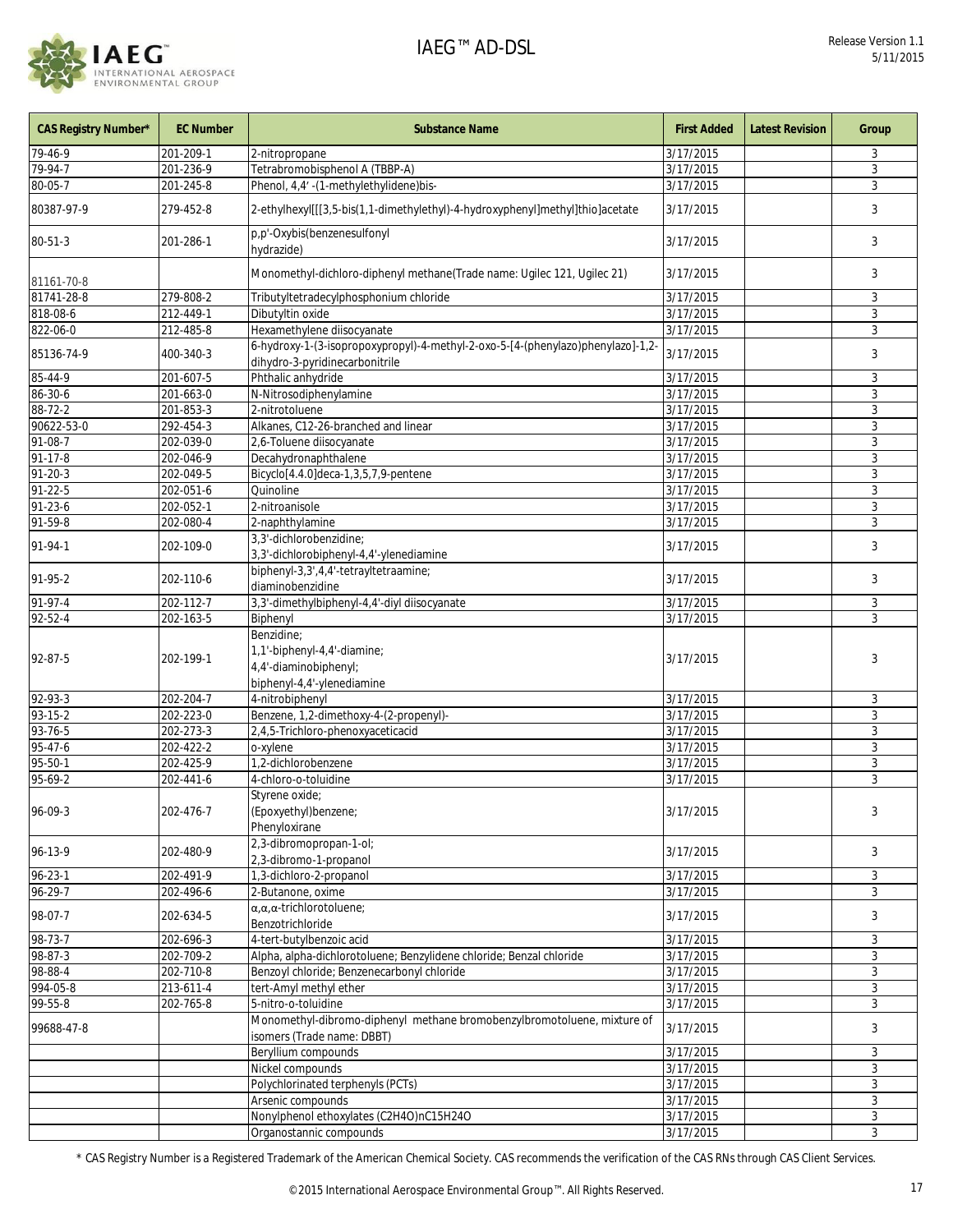| CAS Registry Number* | EC Number | Substance Name | First Added | Latest Revision | Group |
|---|---|---|---|---|---|
| 79-46-9 | 201-209-1 | 2-nitropropane | 3/17/2015 | | 3 |
| 79-94-7 | 201-236-9 | Tetrabromobisphenol A (TBBP-A) | 3/17/2015 | | 3 |
| 80-05-7 | 201-245-8 | Phenol, 4,4' -(1-methylethylidene)bis- | 3/17/2015 | | 3 |
| 80387-97-9 | 279-452-8 | 2-ethylhexyl[[[3,5-bis(1,1-dimethylethyl)-4-hydroxyphenyl]methyl]thio]acetate | 3/17/2015 | | 3 |
| 80-51-3 | 201-286-1 | p,p'-Oxybis(benzenesulfonyl hydrazide) | 3/17/2015 | | 3 |
| 81161-70-8 | | Monomethyl-dichloro-diphenyl methane(Trade name: Ugilec 121, Ugilec 21) | 3/17/2015 | | 3 |
| 81741-28-8 | 279-808-2 | Tributyltetradecylphosphonium chloride | 3/17/2015 | | 3 |
| 818-08-6 | 212-449-1 | Dibutyltin oxide | 3/17/2015 | | 3 |
| 822-06-0 | 212-485-8 | Hexamethylene diisocyanate | 3/17/2015 | | 3 |
| 85136-74-9 | 400-340-3 | 6-hydroxy-1-(3-isopropoxypropyl)-4-methyl-2-oxo-5-[4-(phenylazo)phenylazo]-1,2-dihydro-3-pyridinecarbonitrile | 3/17/2015 | | 3 |
| 85-44-9 | 201-607-5 | Phthalic anhydride | 3/17/2015 | | 3 |
| 86-30-6 | 201-663-0 | N-Nitrosodiphenylamine | 3/17/2015 | | 3 |
| 88-72-2 | 201-853-3 | 2-nitrotoluene | 3/17/2015 | | 3 |
| 90622-53-0 | 292-454-3 | Alkanes, C12-26-branched and linear | 3/17/2015 | | 3 |
| 91-08-7 | 202-039-0 | 2,6-Toluene diisocyanate | 3/17/2015 | | 3 |
| 91-17-8 | 202-046-9 | Decahydronaphthalene | 3/17/2015 | | 3 |
| 91-20-3 | 202-049-5 | Bicyclo[4.4.0]deca-1,3,5,7,9-pentene | 3/17/2015 | | 3 |
| 91-22-5 | 202-051-6 | Quinoline | 3/17/2015 | | 3 |
| 91-23-6 | 202-052-1 | 2-nitroanisole | 3/17/2015 | | 3 |
| 91-59-8 | 202-080-4 | 2-naphthylamine | 3/17/2015 | | 3 |
| 91-94-1 | 202-109-0 | 3,3'-dichlorobenzidine;<br>3,3'-dichlorobiphenyl-4,4'-ylenediamine | 3/17/2015 | | 3 |
| 91-95-2 | 202-110-6 | biphenyl-3,3',4,4'-tetrayltetraamine;<br>diaminobenzidine | 3/17/2015 | | 3 |
| 91-97-4 | 202-112-7 | 3,3'-dimethylbiphenyl-4,4'-diyl diisocyanate | 3/17/2015 | | 3 |
| 92-52-4 | 202-163-5 | Biphenyl | 3/17/2015 | | 3 |
| 92-87-5 | 202-199-1 | Benzidine;<br>1,1'-biphenyl-4,4'-diamine;<br>4,4'-diaminobiphenyl;<br>biphenyl-4,4'-ylenediamine | 3/17/2015 | | 3 |
| 92-93-3 | 202-204-7 | 4-nitrobiphenyl | 3/17/2015 | | 3 |
| 93-15-2 | 202-223-0 | Benzene, 1,2-dimethoxy-4-(2-propenyl)- | 3/17/2015 | | 3 |
| 93-76-5 | 202-273-3 | 2,4,5-Trichloro-phenoxyaceticacid | 3/17/2015 | | 3 |
| 95-47-6 | 202-422-2 | o-xylene | 3/17/2015 | | 3 |
| 95-50-1 | 202-425-9 | 1,2-dichlorobenzene | 3/17/2015 | | 3 |
| 95-69-2 | 202-441-6 | 4-chloro-o-toluidine | 3/17/2015 | | 3 |
| 96-09-3 | 202-476-7 | Styrene oxide;<br>(Epoxyethyl)benzene;<br>Phenyloxirane | 3/17/2015 | | 3 |
| 96-13-9 | 202-480-9 | 2,3-dibromopropan-1-ol;<br>2,3-dibromo-1-propanol | 3/17/2015 | | 3 |
| 96-23-1 | 202-491-9 | 1,3-dichloro-2-propanol | 3/17/2015 | | 3 |
| 96-29-7 | 202-496-6 | 2-Butanone, oxime | 3/17/2015 | | 3 |
| 98-07-7 | 202-634-5 | α,α,α-trichlorotoluene;<br>Benzotrichloride | 3/17/2015 | | 3 |
| 98-73-7 | 202-696-3 | 4-tert-butylbenzoic acid | 3/17/2015 | | 3 |
| 98-87-3 | 202-709-2 | Alpha, alpha-dichlorotoluene; Benzylidene chloride; Benzal chloride | 3/17/2015 | | 3 |
| 98-88-4 | 202-710-8 | Benzoyl chloride; Benzenecarbonyl chloride | 3/17/2015 | | 3 |
| 994-05-8 | 213-611-4 | tert-Amyl methyl ether | 3/17/2015 | | 3 |
| 99-55-8 | 202-765-8 | 5-nitro-o-toluidine | 3/17/2015 | | 3 |
| 99688-47-8 | | Monomethyl-dibromo-diphenyl methane bromobenzylbromotoluene, mixture of isomers (Trade name: DBBT) | 3/17/2015 | | 3 |
| | | Beryllium compounds | 3/17/2015 | | 3 |
| | | Nickel compounds | 3/17/2015 | | 3 |
| | | Polychlorinated terphenyls (PCTs) | 3/17/2015 | | 3 |
| | | Arsenic compounds | 3/17/2015 | | 3 |
| | | Nonylphenol ethoxylates (C2H4O)nC15H24O | 3/17/2015 | | 3 |
| | | Organostannic compounds | 3/17/2015 | | 3 |

\* CAS Registry Number is a Registered Trademark of the American Chemical Society. CAS recommends the verification of the CAS RNs through CAS Client Services.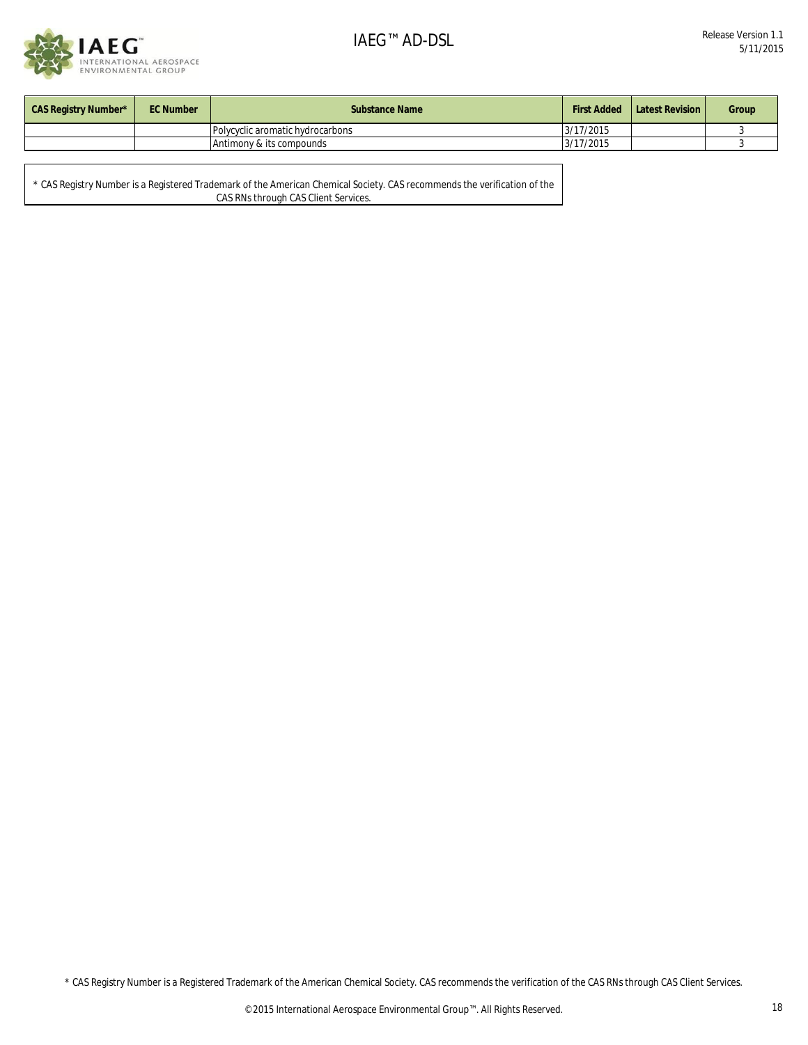| CAS Registry Number* | EC Number | Substance Name | First Added | Latest Revision | Group |
|---|---|---|---|---|---|
| | | Polycyclic aromatic hydrocarbons | 3/17/2015 | | 3 |
| | | Antimony & its compounds | 3/17/2015 | | 3 |

* CAS Registry Number is a Registered Trademark of the American Chemical Society. CAS recommends the verification of the CAS RNs through CAS Client Services.